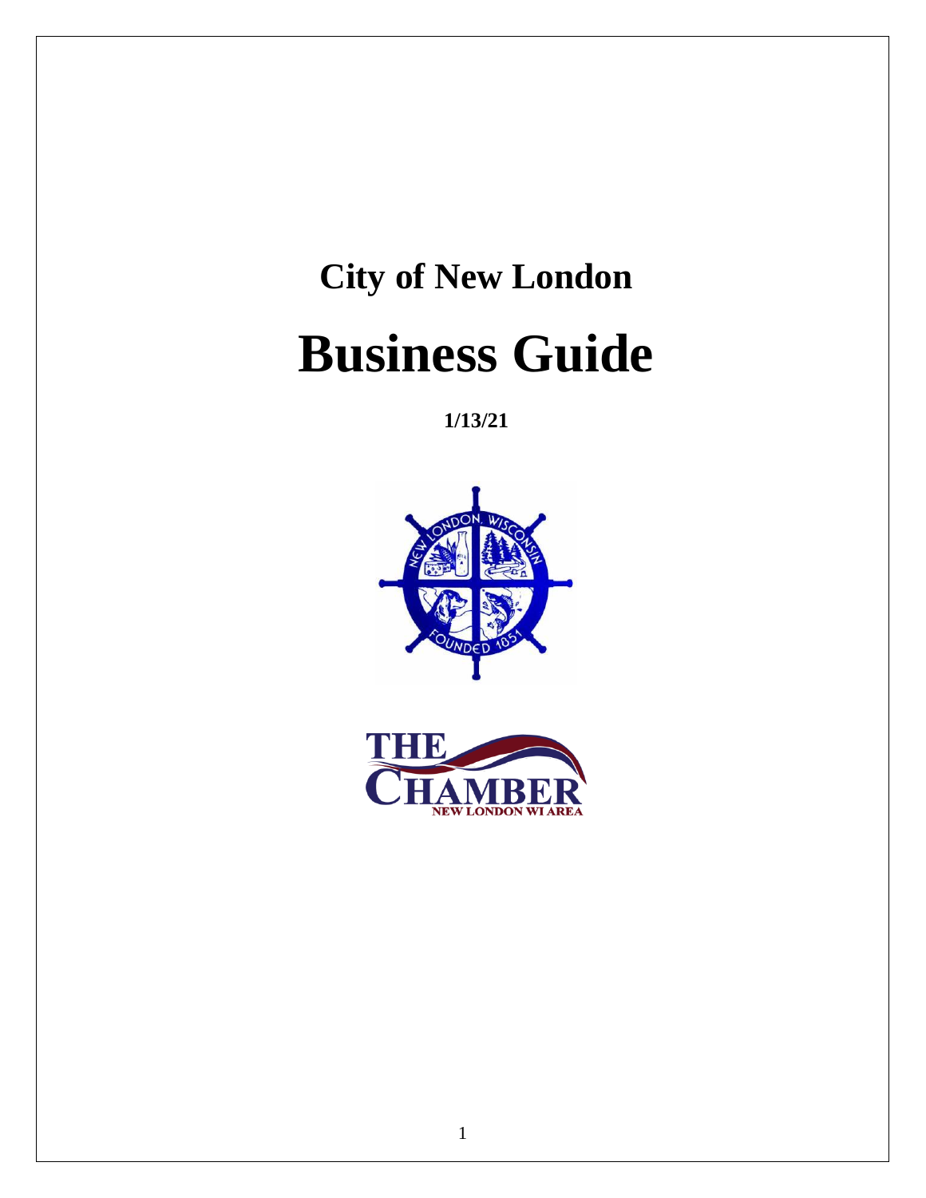# City of New London

# Business Guide

**1/13/21**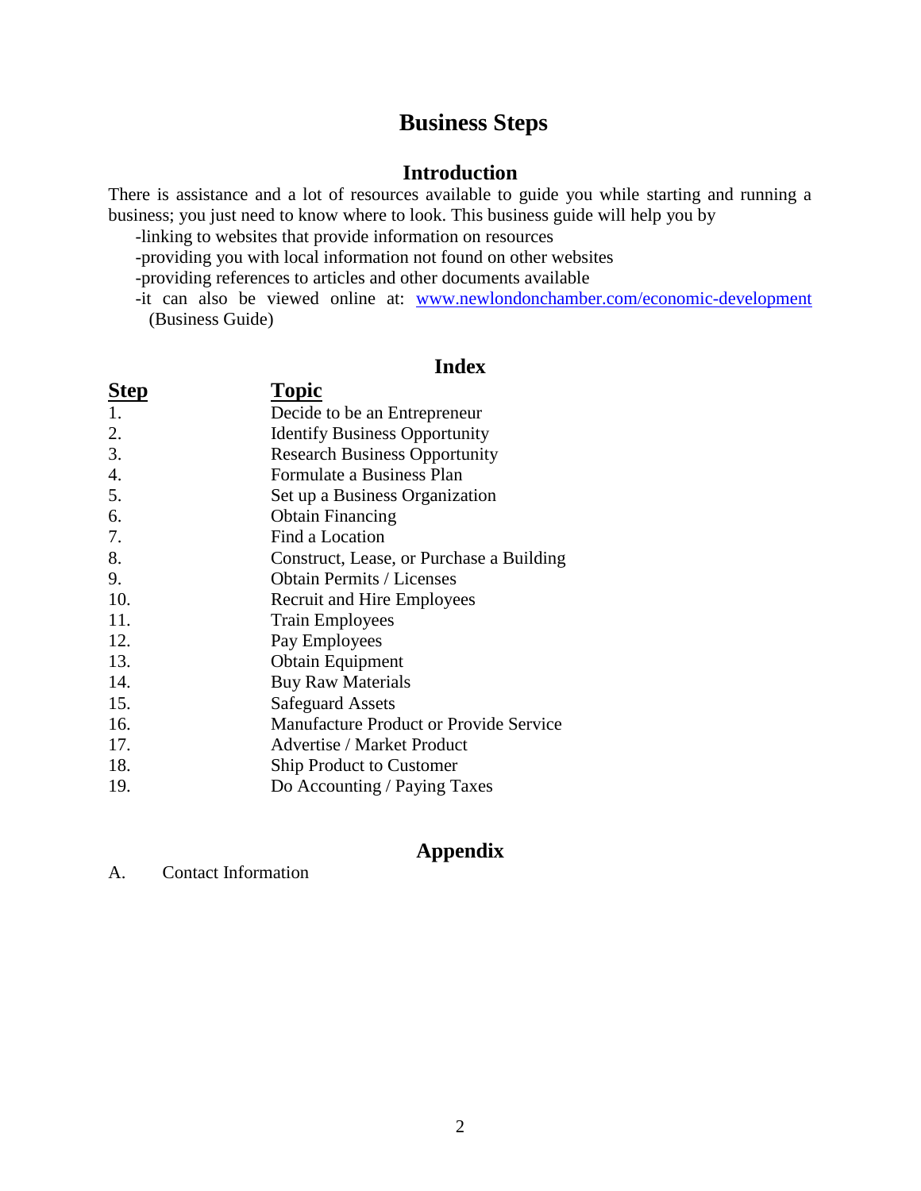# Business Steps

## Introduction

There is assistance and a lot of resources available to guide you while starting and running a business; you just need to know where to look. This business guide will help you by

- -linking to websites that provide information on resources
- -providing you with local information not found on other websites
- -providing references to articles and other documents available
- -it can also be viewed online at: www.newlondonchamber.com/economic-development (Business Guide)

## Index

| Step | Topic |
|---|---|
| 1. | Decide to be an Entrepreneur |
| 2. | Identify Business Opportunity |
| 3. | Research Business Opportunity |
| 4. | Formulate a Business Plan |
| 5. | Set up a Business Organization |
| 6. | Obtain Financing |
| 7. | Find a Location |
| 8. | Construct, Lease, or Purchase a Building |
| 9. | Obtain Permits / Licenses |
| 10. | Recruit and Hire Employees |
| 11. | Train Employees |
| 12. | Pay Employees |
| 13. | Obtain Equipment |
| 14. | Buy Raw Materials |
| 15. | Safeguard Assets |
| 16. | Manufacture Product or Provide Service |
| 17. | Advertise / Market Product |
| 18. | Ship Product to Customer |
| 19. | Do Accounting / Paying Taxes |

## Appendix

A. Contact Information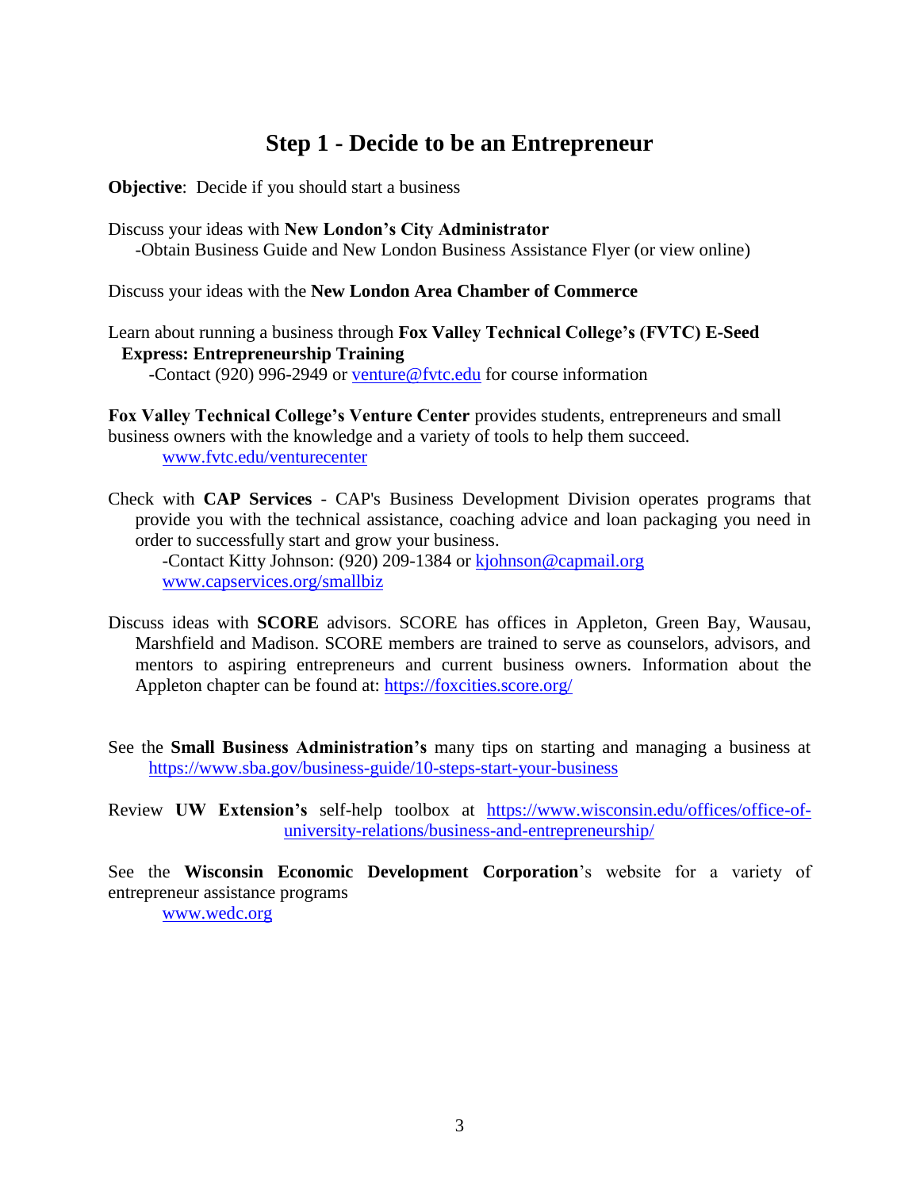# Step 1 - Decide to be an Entrepreneur

**Objective**: Decide if you should start a business

Discuss your ideas with **New London's City Administrator**

-Obtain Business Guide and New London Business Assistance Flyer (or view online)

Discuss your ideas with the **New London Area Chamber of Commerce**

Learn about running a business through **Fox Valley Technical College's (FVTC) E-Seed Express: Entrepreneurship Training**

-Contact (920) 996-2949 or venture@fvtc.edu for course information

**Fox Valley Technical College's Venture Center** provides students, entrepreneurs and small business owners with the knowledge and a variety of tools to help them succeed.

www.fvtc.edu/venturecenter

Check with **CAP Services** - CAP's Business Development Division operates programs that provide you with the technical assistance, coaching advice and loan packaging you need in order to successfully start and grow your business.

-Contact Kitty Johnson: (920) 209-1384 or kjohnson@capmail.org

www.capservices.org/smallbiz

Discuss ideas with **SCORE** advisors. SCORE has offices in Appleton, Green Bay, Wausau, Marshfield and Madison. SCORE members are trained to serve as counselors, advisors, and mentors to aspiring entrepreneurs and current business owners. Information about the Appleton chapter can be found at: https://foxcities.score.org/

See the **Small Business Administration's** many tips on starting and managing a business at https://www.sba.gov/business-guide/10-steps-start-your-business

Review **UW Extension's** self-help toolbox at https://www.wisconsin.edu/offices/office-of-university-relations/business-and-entrepreneurship/

See the **Wisconsin Economic Development Corporation**'s website for a variety of entrepreneur assistance programs

www.wedc.org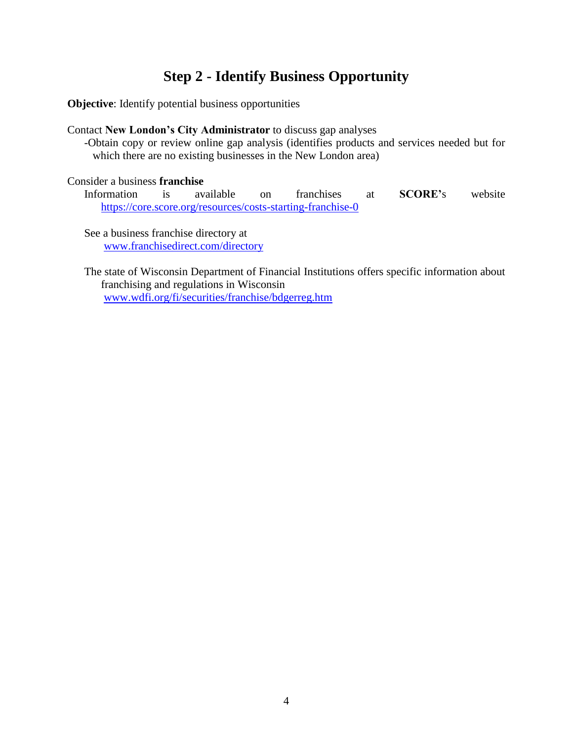# Step 2 - Identify Business Opportunity

**Objective**: Identify potential business opportunities

Contact **New London's City Administrator** to discuss gap analyses

-Obtain copy or review online gap analysis (identifies products and services needed but for which there are no existing businesses in the New London area)

Consider a business **franchise**

Information is available on franchises at **SCORE**'s website https://core.score.org/resources/costs-starting-franchise-0

See a business franchise directory at www.franchisedirect.com/directory

The state of Wisconsin Department of Financial Institutions offers specific information about franchising and regulations in Wisconsin www.wdfi.org/fi/securities/franchise/bdgerreg.htm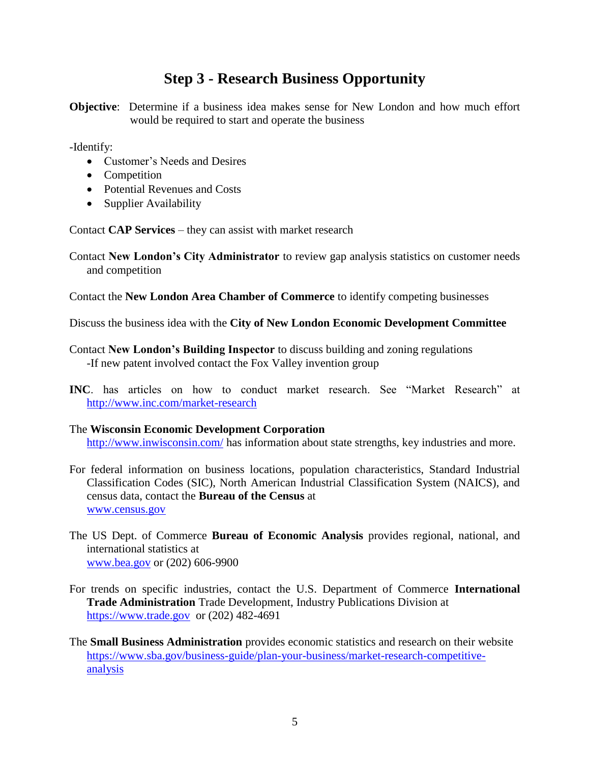## Step 3 - Research Business Opportunity

**Objective**: Determine if a business idea makes sense for New London and how much effort would be required to start and operate the business

-Identify:

- Customer's Needs and Desires
- Competition
- Potential Revenues and Costs
- Supplier Availability

Contact **CAP Services** – they can assist with market research

Contact **New London's City Administrator** to review gap analysis statistics on customer needs and competition

Contact the **New London Area Chamber of Commerce** to identify competing businesses

Discuss the business idea with the **City of New London Economic Development Committee**

Contact **New London's Building Inspector** to discuss building and zoning regulations
-If new patent involved contact the Fox Valley invention group

**INC**. has articles on how to conduct market research. See "Market Research" at http://www.inc.com/market-research

The **Wisconsin Economic Development Corporation**
http://www.inwisconsin.com/ has information about state strengths, key industries and more.

For federal information on business locations, population characteristics, Standard Industrial Classification Codes (SIC), North American Industrial Classification System (NAICS), and census data, contact the **Bureau of the Census** at
www.census.gov

The US Dept. of Commerce **Bureau of Economic Analysis** provides regional, national, and international statistics at
www.bea.gov or (202) 606-9900

For trends on specific industries, contact the U.S. Department of Commerce **International Trade Administration** Trade Development, Industry Publications Division at
https://www.trade.gov or (202) 482-4691

The **Small Business Administration** provides economic statistics and research on their website
https://www.sba.gov/business-guide/plan-your-business/market-research-competitive-analysis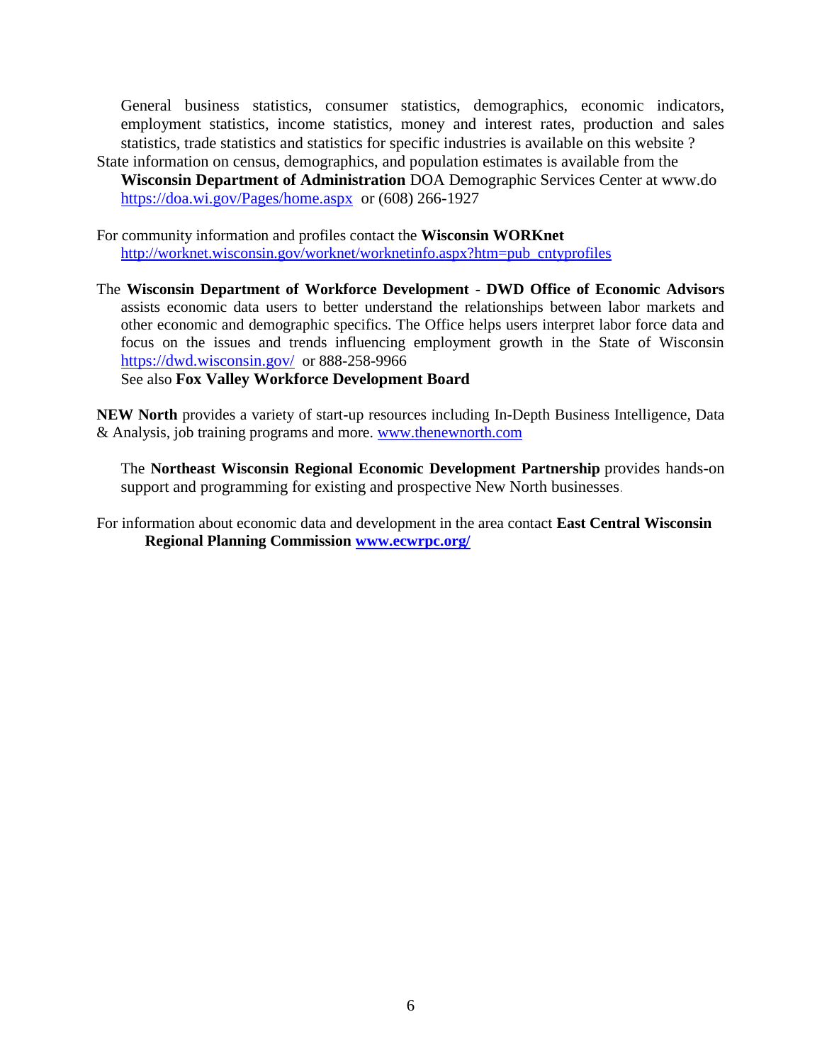General business statistics, consumer statistics, demographics, economic indicators, employment statistics, income statistics, money and interest rates, production and sales statistics, trade statistics and statistics for specific industries is available on this website ?

State information on census, demographics, and population estimates is available from the **Wisconsin Department of Administration** DOA Demographic Services Center at www.do https://doa.wi.gov/Pages/home.aspx or (608) 266-1927

For community information and profiles contact the **Wisconsin WORKnet** http://worknet.wisconsin.gov/worknet/worknetinfo.aspx?htm=pub_cntyprofiles

The **Wisconsin Department of Workforce Development - DWD Office of Economic Advisors** assists economic data users to better understand the relationships between labor markets and other economic and demographic specifics. The Office helps users interpret labor force data and focus on the issues and trends influencing employment growth in the State of Wisconsin https://dwd.wisconsin.gov/ or 888-258-9966

See also **Fox Valley Workforce Development Board**

**NEW North** provides a variety of start-up resources including In-Depth Business Intelligence, Data & Analysis, job training programs and more. www.thenewnorth.com

The **Northeast Wisconsin Regional Economic Development Partnership** provides hands-on support and programming for existing and prospective New North businesses.

For information about economic data and development in the area contact **East Central Wisconsin Regional Planning Commission** **www.ecwrpc.org/**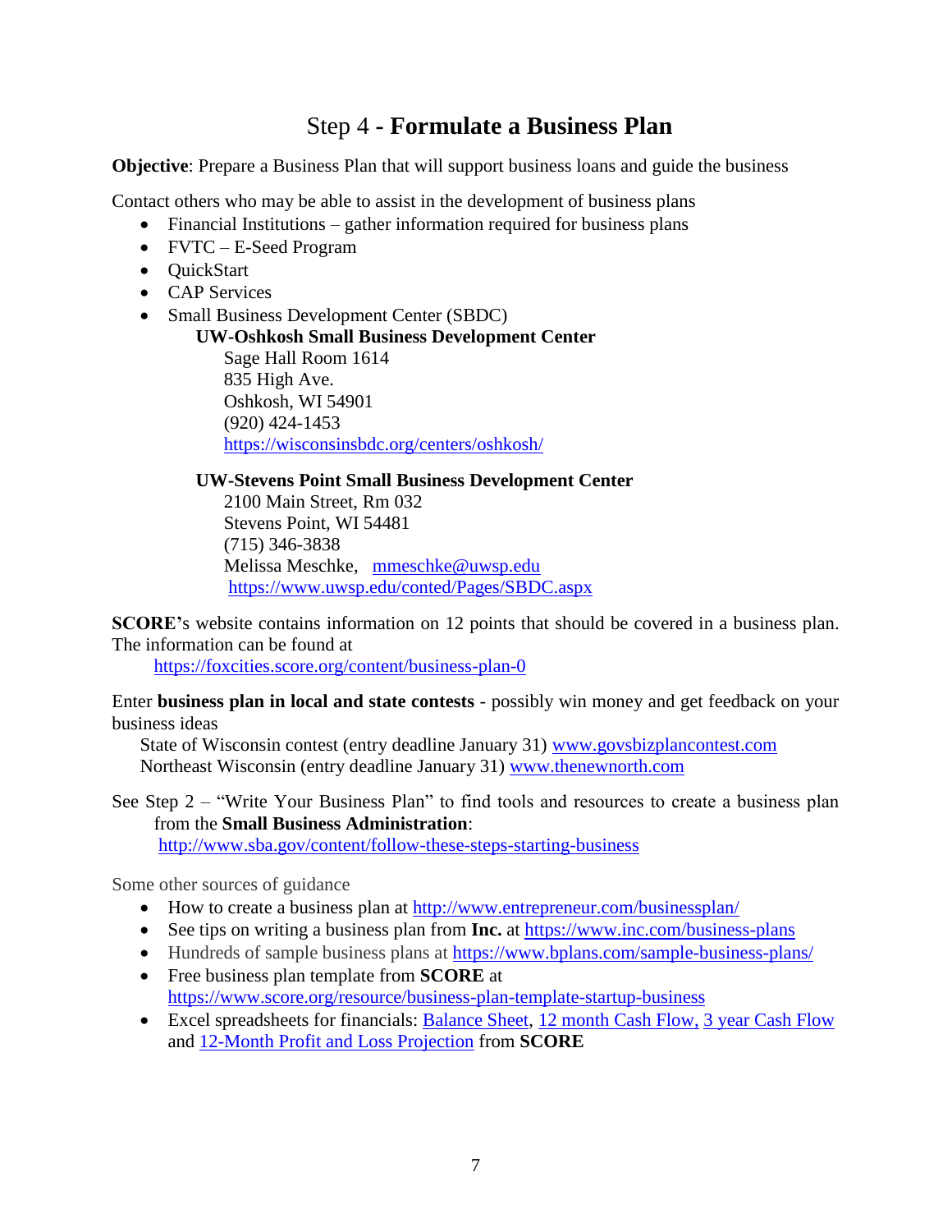# Step 4 - **Formulate a Business Plan**

**Objective**: Prepare a Business Plan that will support business loans and guide the business

Contact others who may be able to assist in the development of business plans

- Financial Institutions – gather information required for business plans
- FVTC – E-Seed Program
- QuickStart
- CAP Services
- Small Business Development Center (SBDC)

  **UW-Oshkosh Small Business Development Center**
  Sage Hall Room 1614
  835 High Ave.
  Oshkosh, WI 54901
  (920) 424-1453
  https://wisconsinsbdc.org/centers/oshkosh/

  **UW-Stevens Point Small Business Development Center**
  2100 Main Street, Rm 032
  Stevens Point, WI 54481
  (715) 346-3838
  Melissa Meschke, mmeschke@uwsp.edu
  https://www.uwsp.edu/conted/Pages/SBDC.aspx

**SCORE**'s website contains information on 12 points that should be covered in a business plan. The information can be found at
https://foxcities.score.org/content/business-plan-0

Enter **business plan in local and state contests** - possibly win money and get feedback on your business ideas
State of Wisconsin contest (entry deadline January 31) www.govsbizplancontest.com
Northeast Wisconsin (entry deadline January 31) www.thenewnorth.com

See Step 2 – "Write Your Business Plan" to find tools and resources to create a business plan from the **Small Business Administration**:
http://www.sba.gov/content/follow-these-steps-starting-business

Some other sources of guidance

- How to create a business plan at http://www.entrepreneur.com/businessplan/
- See tips on writing a business plan from **Inc.** at https://www.inc.com/business-plans
- Hundreds of sample business plans at https://www.bplans.com/sample-business-plans/
- Free business plan template from **SCORE** at https://www.score.org/resource/business-plan-template-startup-business
- Excel spreadsheets for financials: Balance Sheet, 12 month Cash Flow, 3 year Cash Flow and 12-Month Profit and Loss Projection from **SCORE**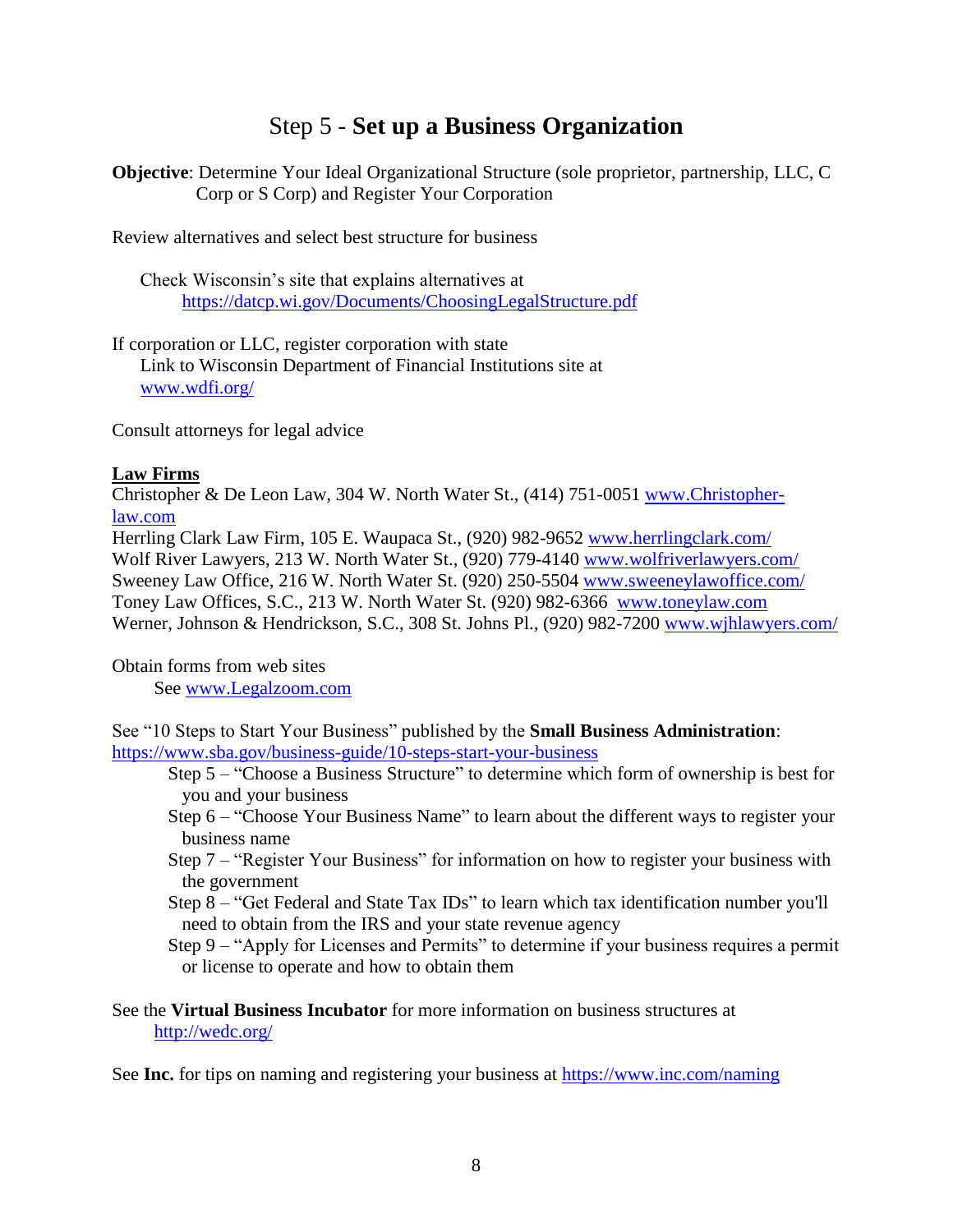# Step 5 - **Set up a Business Organization**

**Objective**: Determine Your Ideal Organizational Structure (sole proprietor, partnership, LLC, C Corp or S Corp) and Register Your Corporation

Review alternatives and select best structure for business

Check Wisconsin's site that explains alternatives at
https://datcp.wi.gov/Documents/ChoosingLegalStructure.pdf

If corporation or LLC, register corporation with state
Link to Wisconsin Department of Financial Institutions site at
www.wdfi.org/

Consult attorneys for legal advice

**Law Firms**

Christopher & De Leon Law, 304 W. North Water St., (414) 751-0051 www.Christopher-law.com
Herrling Clark Law Firm, 105 E. Waupaca St., (920) 982-9652 www.herrlingclark.com/
Wolf River Lawyers, 213 W. North Water St., (920) 779-4140 www.wolfriverlawyers.com/
Sweeney Law Office, 216 W. North Water St. (920) 250-5504 www.sweeneylawoffice.com/
Toney Law Offices, S.C., 213 W. North Water St. (920) 982-6366 www.toneylaw.com
Werner, Johnson & Hendrickson, S.C., 308 St. Johns Pl., (920) 982-7200 www.wjhlawyers.com/

Obtain forms from web sites
See www.Legalzoom.com

See "10 Steps to Start Your Business" published by the **Small Business Administration**:
https://www.sba.gov/business-guide/10-steps-start-your-business

- Step 5 – "Choose a Business Structure" to determine which form of ownership is best for you and your business
- Step 6 – "Choose Your Business Name" to learn about the different ways to register your business name
- Step 7 – "Register Your Business" for information on how to register your business with the government
- Step 8 – "Get Federal and State Tax IDs" to learn which tax identification number you'll need to obtain from the IRS and your state revenue agency
- Step 9 – "Apply for Licenses and Permits" to determine if your business requires a permit or license to operate and how to obtain them

See the **Virtual Business Incubator** for more information on business structures at
http://wedc.org/

See **Inc.** for tips on naming and registering your business at https://www.inc.com/naming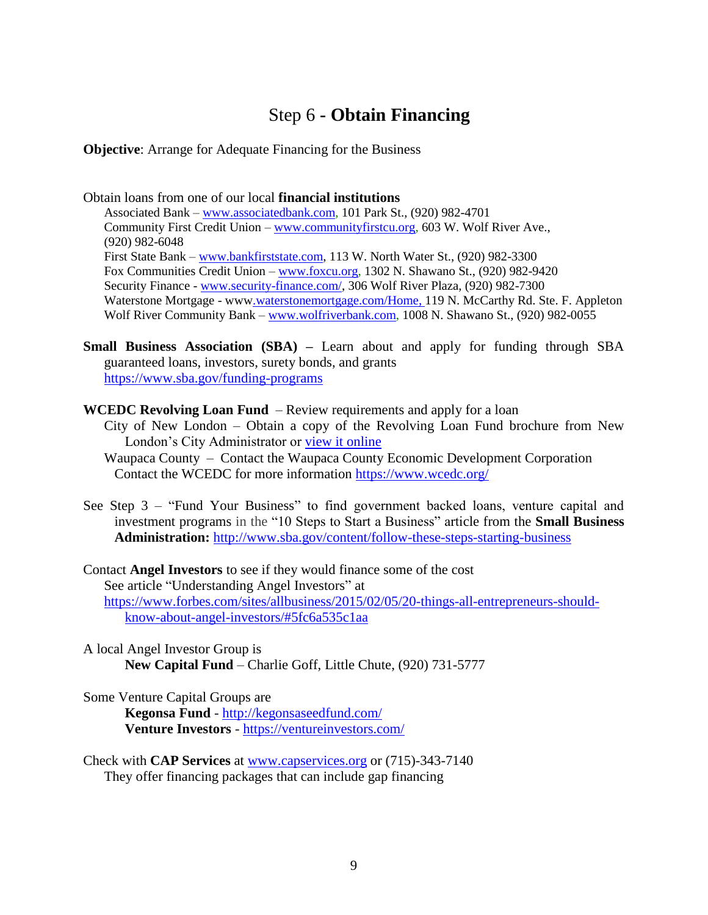# Step 6 - **Obtain Financing**

**Objective**: Arrange for Adequate Financing for the Business

Obtain loans from one of our local **financial institutions**

- Associated Bank – www.associatedbank.com, 101 Park St., (920) 982-4701
- Community First Credit Union – www.communityfirstcu.org, 603 W. Wolf River Ave., (920) 982-6048
- First State Bank – www.bankfirststate.com, 113 W. North Water St., (920) 982-3300
- Fox Communities Credit Union – www.foxcu.org, 1302 N. Shawano St., (920) 982-9420
- Security Finance - www.security-finance.com/, 306 Wolf River Plaza, (920) 982-7300
- Waterstone Mortgage - www.waterstonemortgage.com/Home, 119 N. McCarthy Rd. Ste. F. Appleton
- Wolf River Community Bank – www.wolfriverbank.com, 1008 N. Shawano St., (920) 982-0055

**Small Business Association (SBA) –** Learn about and apply for funding through SBA guaranteed loans, investors, surety bonds, and grants
https://www.sba.gov/funding-programs

**WCEDC Revolving Loan Fund** – Review requirements and apply for a loan

- City of New London – Obtain a copy of the Revolving Loan Fund brochure from New London's City Administrator or view it online
- Waupaca County – Contact the Waupaca County Economic Development Corporation
  Contact the WCEDC for more information https://www.wcedc.org/

See Step 3 – "Fund Your Business" to find government backed loans, venture capital and investment programs in the "10 Steps to Start a Business" article from the **Small Business Administration:** http://www.sba.gov/content/follow-these-steps-starting-business

Contact **Angel Investors** to see if they would finance some of the cost
See article "Understanding Angel Investors" at
https://www.forbes.com/sites/allbusiness/2015/02/05/20-things-all-entrepreneurs-should-know-about-angel-investors/#5fc6a535c1aa

A local Angel Investor Group is
**New Capital Fund** – Charlie Goff, Little Chute, (920) 731-5777

Some Venture Capital Groups are
**Kegonsa Fund** - http://kegonsaseedfund.com/
**Venture Investors** - https://ventureinvestors.com/

Check with **CAP Services** at www.capservices.org or (715)-343-7140
They offer financing packages that can include gap financing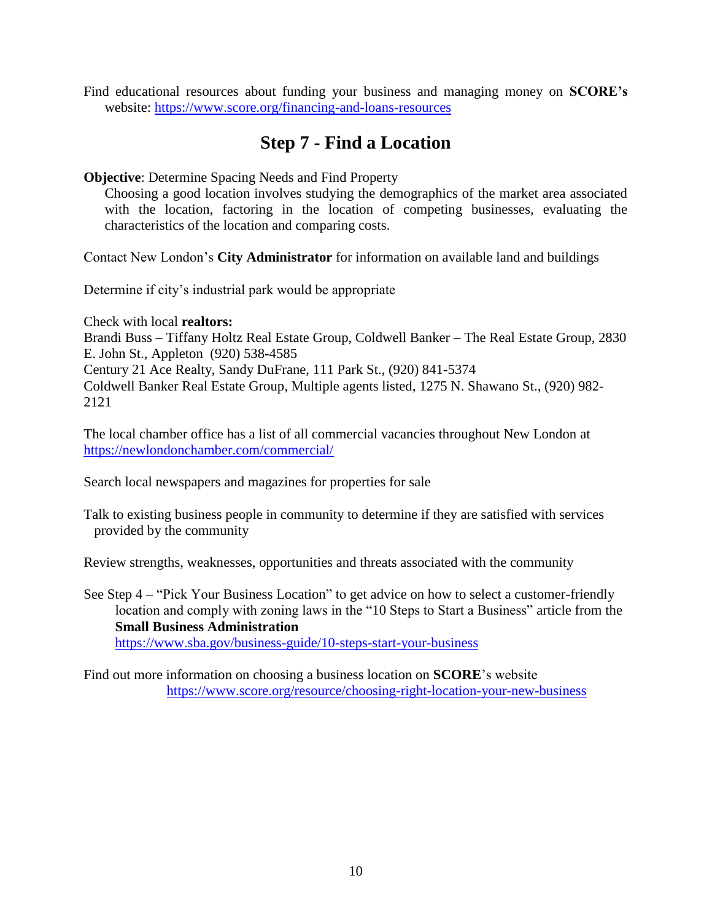Find educational resources about funding your business and managing money on **SCORE's** website: https://www.score.org/financing-and-loans-resources

## Step 7 - Find a Location

**Objective**: Determine Spacing Needs and Find Property

Choosing a good location involves studying the demographics of the market area associated with the location, factoring in the location of competing businesses, evaluating the characteristics of the location and comparing costs.

Contact New London's **City Administrator** for information on available land and buildings

Determine if city's industrial park would be appropriate

Check with local **realtors:**
Brandi Buss – Tiffany Holtz Real Estate Group, Coldwell Banker – The Real Estate Group, 2830 E. John St., Appleton (920) 538-4585
Century 21 Ace Realty, Sandy DuFrane, 111 Park St., (920) 841-5374
Coldwell Banker Real Estate Group, Multiple agents listed, 1275 N. Shawano St., (920) 982-2121

The local chamber office has a list of all commercial vacancies throughout New London at https://newlondonchamber.com/commercial/

Search local newspapers and magazines for properties for sale

Talk to existing business people in community to determine if they are satisfied with services provided by the community

Review strengths, weaknesses, opportunities and threats associated with the community

See Step 4 – "Pick Your Business Location" to get advice on how to select a customer-friendly location and comply with zoning laws in the "10 Steps to Start a Business" article from the **Small Business Administration**
https://www.sba.gov/business-guide/10-steps-start-your-business

Find out more information on choosing a business location on **SCORE**'s website
https://www.score.org/resource/choosing-right-location-your-new-business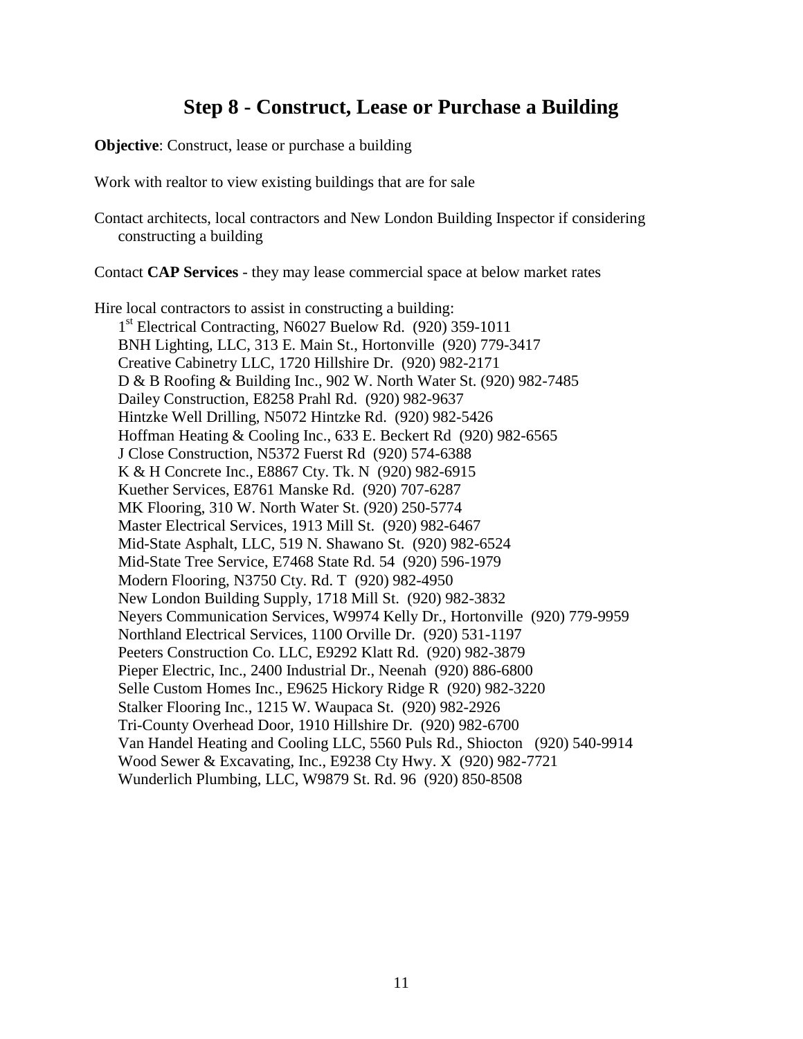# Step 8 - Construct, Lease or Purchase a Building

**Objective**: Construct, lease or purchase a building

Work with realtor to view existing buildings that are for sale

Contact architects, local contractors and New London Building Inspector if considering constructing a building

Contact **CAP Services** - they may lease commercial space at below market rates

Hire local contractors to assist in constructing a building:

- 1st Electrical Contracting, N6027 Buelow Rd. (920) 359-1011
- BNH Lighting, LLC, 313 E. Main St., Hortonville (920) 779-3417
- Creative Cabinetry LLC, 1720 Hillshire Dr. (920) 982-2171
- D & B Roofing & Building Inc., 902 W. North Water St. (920) 982-7485
- Dailey Construction, E8258 Prahl Rd. (920) 982-9637
- Hintzke Well Drilling, N5072 Hintzke Rd. (920) 982-5426
- Hoffman Heating & Cooling Inc., 633 E. Beckert Rd (920) 982-6565
- J Close Construction, N5372 Fuerst Rd (920) 574-6388
- K & H Concrete Inc., E8867 Cty. Tk. N (920) 982-6915
- Kuether Services, E8761 Manske Rd. (920) 707-6287
- MK Flooring, 310 W. North Water St. (920) 250-5774
- Master Electrical Services, 1913 Mill St. (920) 982-6467
- Mid-State Asphalt, LLC, 519 N. Shawano St. (920) 982-6524
- Mid-State Tree Service, E7468 State Rd. 54 (920) 596-1979
- Modern Flooring, N3750 Cty. Rd. T (920) 982-4950
- New London Building Supply, 1718 Mill St. (920) 982-3832
- Neyers Communication Services, W9974 Kelly Dr., Hortonville (920) 779-9959
- Northland Electrical Services, 1100 Orville Dr. (920) 531-1197
- Peeters Construction Co. LLC, E9292 Klatt Rd. (920) 982-3879
- Pieper Electric, Inc., 2400 Industrial Dr., Neenah (920) 886-6800
- Selle Custom Homes Inc., E9625 Hickory Ridge R (920) 982-3220
- Stalker Flooring Inc., 1215 W. Waupaca St. (920) 982-2926
- Tri-County Overhead Door, 1910 Hillshire Dr. (920) 982-6700
- Van Handel Heating and Cooling LLC, 5560 Puls Rd., Shiocton (920) 540-9914
- Wood Sewer & Excavating, Inc., E9238 Cty Hwy. X (920) 982-7721
- Wunderlich Plumbing, LLC, W9879 St. Rd. 96 (920) 850-8508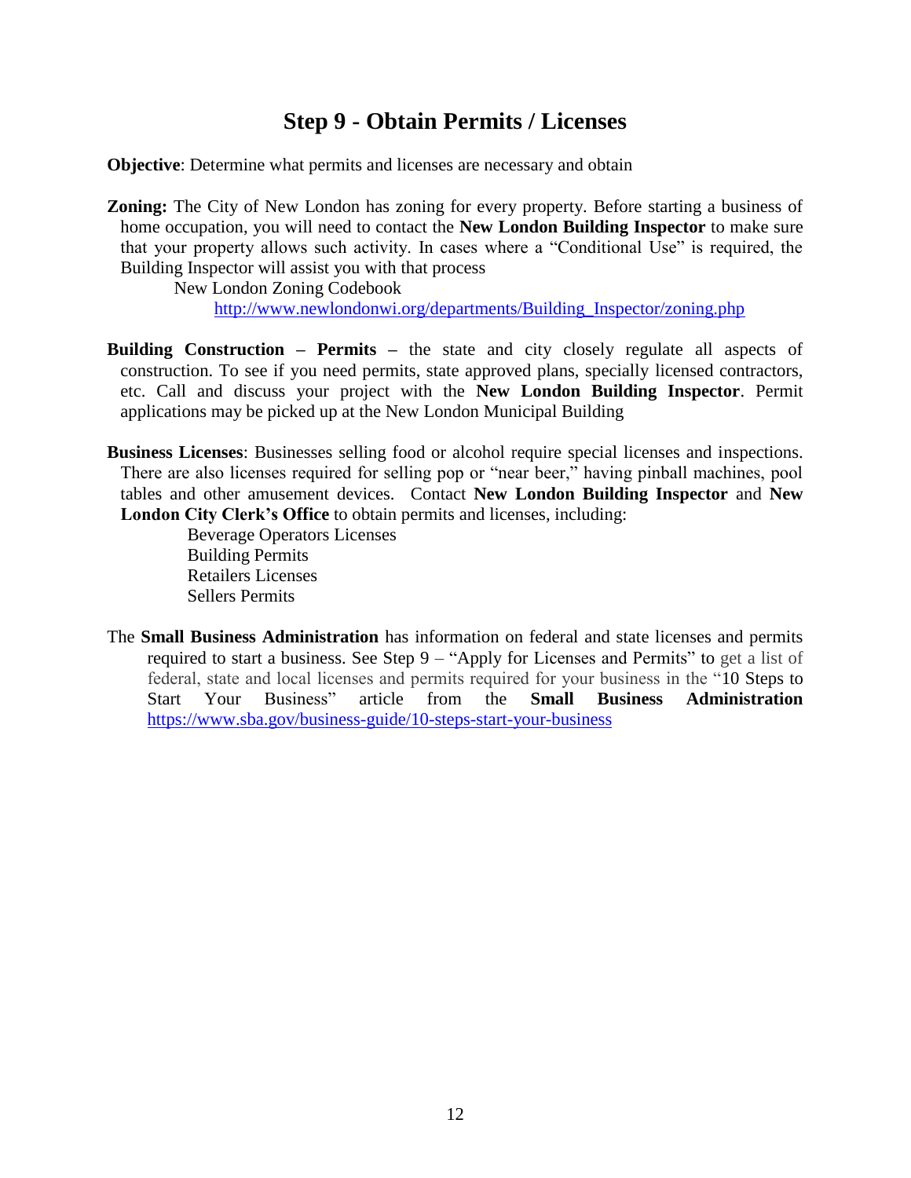## Step 9 - Obtain Permits / Licenses

**Objective**: Determine what permits and licenses are necessary and obtain

**Zoning:** The City of New London has zoning for every property. Before starting a business of home occupation, you will need to contact the **New London Building Inspector** to make sure that your property allows such activity. In cases where a "Conditional Use" is required, the Building Inspector will assist you with that process

New London Zoning Codebook
http://www.newlondonwi.org/departments/Building_Inspector/zoning.php

**Building Construction – Permits –** the state and city closely regulate all aspects of construction. To see if you need permits, state approved plans, specially licensed contractors, etc. Call and discuss your project with the **New London Building Inspector**. Permit applications may be picked up at the New London Municipal Building

**Business Licenses**: Businesses selling food or alcohol require special licenses and inspections. There are also licenses required for selling pop or "near beer," having pinball machines, pool tables and other amusement devices. Contact **New London Building Inspector** and **New London City Clerk's Office** to obtain permits and licenses, including:

- Beverage Operators Licenses
- Building Permits
- Retailers Licenses
- Sellers Permits

The **Small Business Administration** has information on federal and state licenses and permits required to start a business. See Step 9 – "Apply for Licenses and Permits" to get a list of federal, state and local licenses and permits required for your business in the "10 Steps to Start Your Business" article from the **Small Business Administration** https://www.sba.gov/business-guide/10-steps-start-your-business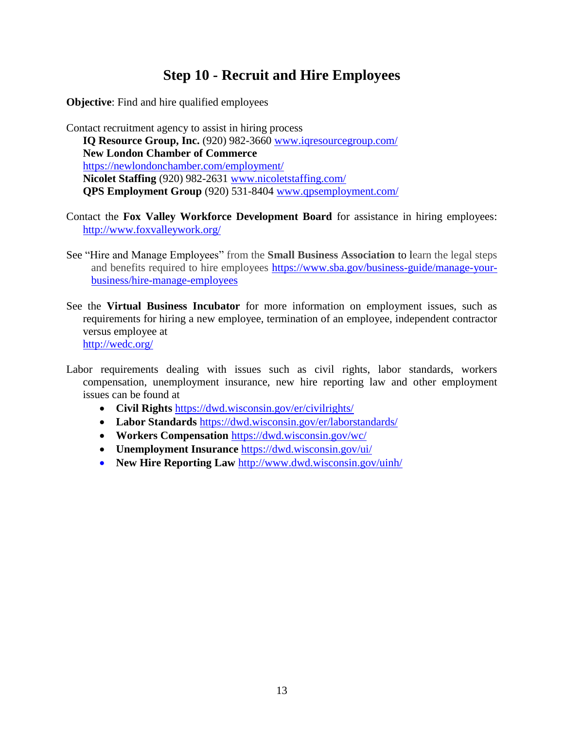# Step 10 - Recruit and Hire Employees

**Objective**: Find and hire qualified employees

Contact recruitment agency to assist in hiring process

**IQ Resource Group, Inc.** (920) 982-3660 www.iqresourcegroup.com/
**New London Chamber of Commerce**
https://newlondonchamber.com/employment/
**Nicolet Staffing** (920) 982-2631 www.nicoletstaffing.com/
**QPS Employment Group** (920) 531-8404 www.qpsemployment.com/

Contact the **Fox Valley Workforce Development Board** for assistance in hiring employees: http://www.foxvalleywork.org/

See "Hire and Manage Employees" from the **Small Business Association** to learn the legal steps and benefits required to hire employees https://www.sba.gov/business-guide/manage-your-business/hire-manage-employees

See the **Virtual Business Incubator** for more information on employment issues, such as requirements for hiring a new employee, termination of an employee, independent contractor versus employee at
http://wedc.org/

Labor requirements dealing with issues such as civil rights, labor standards, workers compensation, unemployment insurance, new hire reporting law and other employment issues can be found at

- **Civil Rights** https://dwd.wisconsin.gov/er/civilrights/
- **Labor Standards** https://dwd.wisconsin.gov/er/laborstandards/
- **Workers Compensation** https://dwd.wisconsin.gov/wc/
- **Unemployment Insurance** https://dwd.wisconsin.gov/ui/
- **New Hire Reporting Law** http://www.dwd.wisconsin.gov/uinh/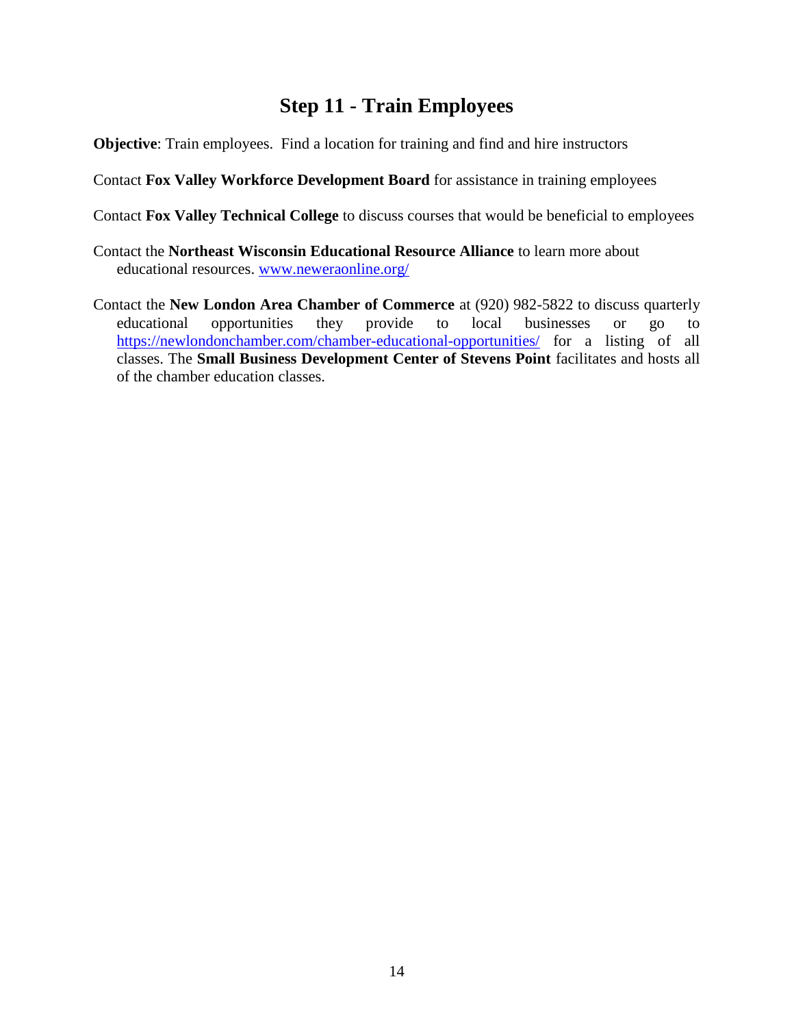# Step 11 - Train Employees

**Objective**: Train employees. Find a location for training and find and hire instructors

Contact **Fox Valley Workforce Development Board** for assistance in training employees

Contact **Fox Valley Technical College** to discuss courses that would be beneficial to employees

Contact the **Northeast Wisconsin Educational Resource Alliance** to learn more about educational resources. [www.neweraonline.org/](www.neweraonline.org/)

Contact the **New London Area Chamber of Commerce** at (920) 982-5822 to discuss quarterly educational opportunities they provide to local businesses or go to [https://newlondonchamber.com/chamber-educational-opportunities/](https://newlondonchamber.com/chamber-educational-opportunities/) for a listing of all classes. The **Small Business Development Center of Stevens Point** facilitates and hosts all of the chamber education classes.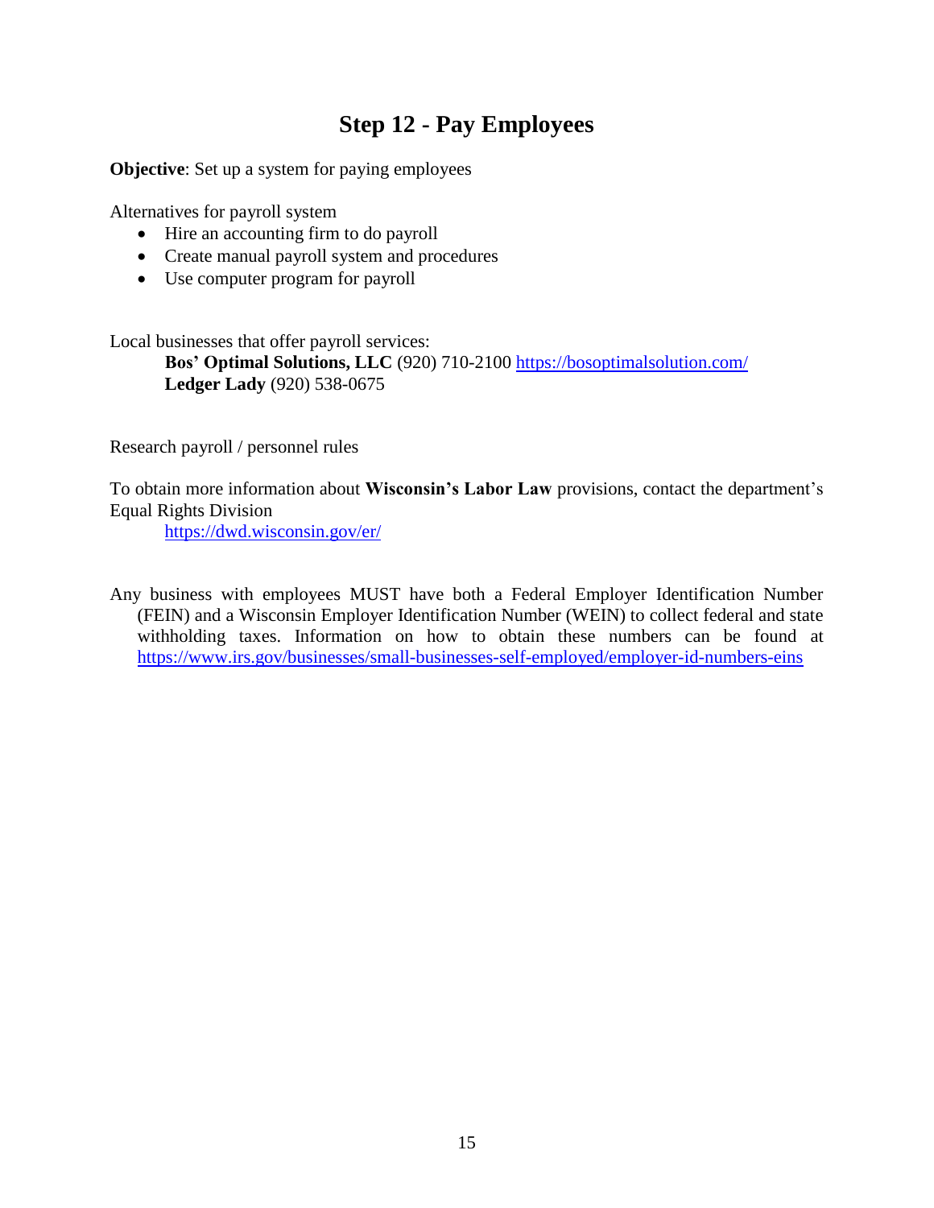# Step 12 - Pay Employees

**Objective**: Set up a system for paying employees

Alternatives for payroll system

- Hire an accounting firm to do payroll
- Create manual payroll system and procedures
- Use computer program for payroll

Local businesses that offer payroll services:

**Bos' Optimal Solutions, LLC** (920) 710-2100 https://bosoptimalsolution.com/
**Ledger Lady** (920) 538-0675

Research payroll / personnel rules

To obtain more information about **Wisconsin's Labor Law** provisions, contact the department's Equal Rights Division

https://dwd.wisconsin.gov/er/

Any business with employees MUST have both a Federal Employer Identification Number (FEIN) and a Wisconsin Employer Identification Number (WEIN) to collect federal and state withholding taxes. Information on how to obtain these numbers can be found at https://www.irs.gov/businesses/small-businesses-self-employed/employer-id-numbers-eins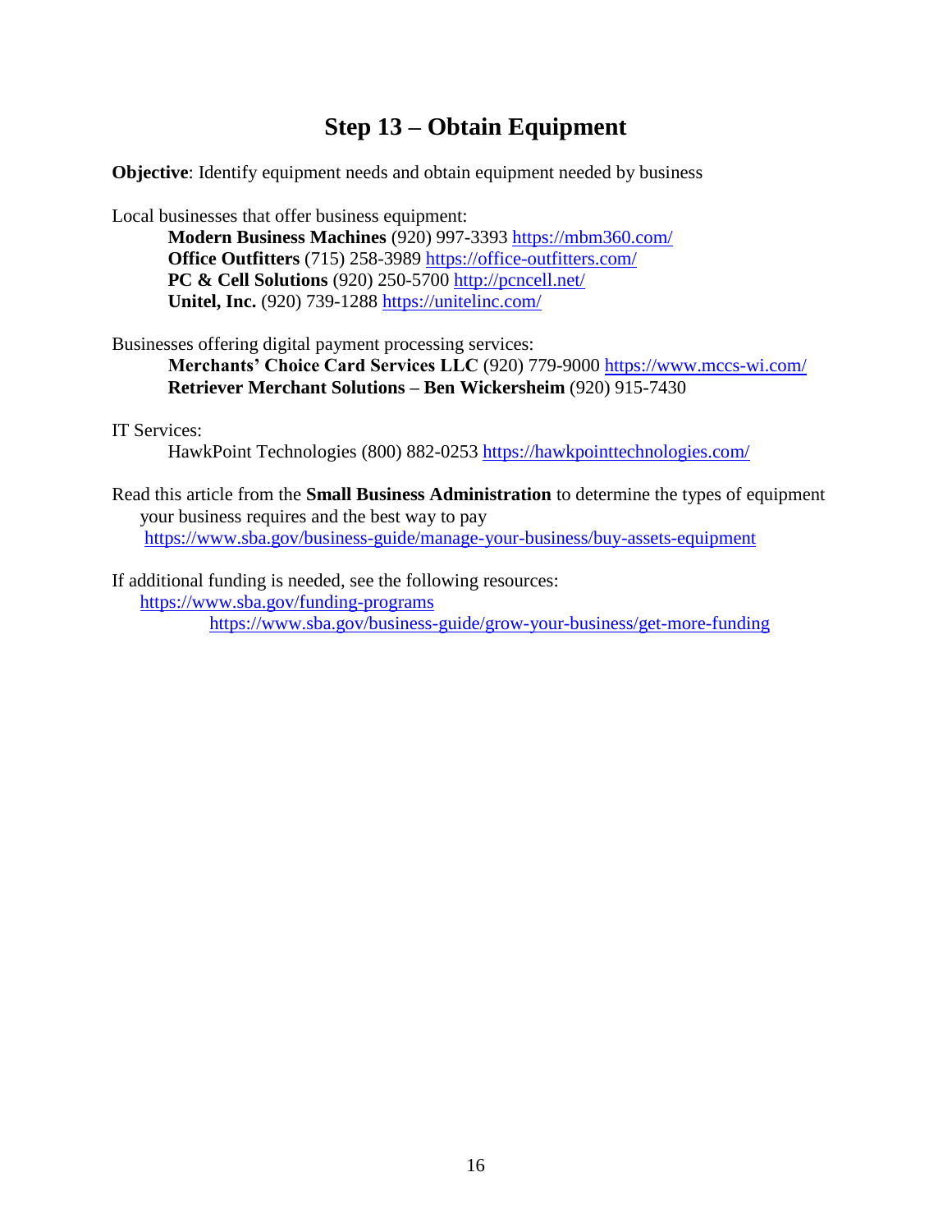# Step 13 – Obtain Equipment

**Objective**: Identify equipment needs and obtain equipment needed by business

Local businesses that offer business equipment:

- **Modern Business Machines** (920) 997-3393 https://mbm360.com/
- **Office Outfitters** (715) 258-3989 https://office-outfitters.com/
- **PC & Cell Solutions** (920) 250-5700 http://pcncell.net/
- **Unitel, Inc.** (920) 739-1288 https://unitelinc.com/

Businesses offering digital payment processing services:

- **Merchants' Choice Card Services LLC** (920) 779-9000 https://www.mccs-wi.com/
- **Retriever Merchant Solutions – Ben Wickersheim** (920) 915-7430

IT Services:

- HawkPoint Technologies (800) 882-0253 https://hawkpointtechnologies.com/

Read this article from the **Small Business Administration** to determine the types of equipment your business requires and the best way to pay https://www.sba.gov/business-guide/manage-your-business/buy-assets-equipment

If additional funding is needed, see the following resources:

https://www.sba.gov/funding-programs

https://www.sba.gov/business-guide/grow-your-business/get-more-funding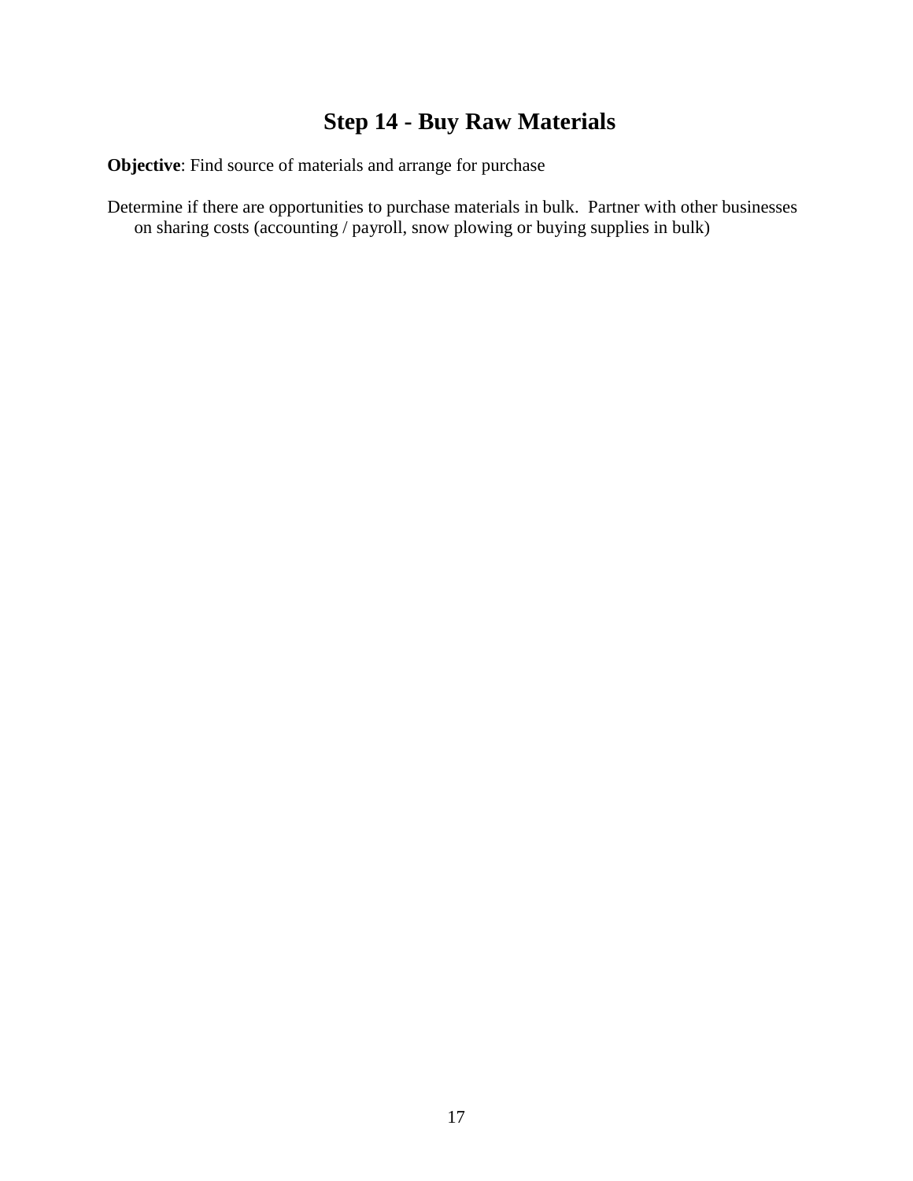# Step 14 - Buy Raw Materials

**Objective**: Find source of materials and arrange for purchase

Determine if there are opportunities to purchase materials in bulk.  Partner with other businesses on sharing costs (accounting / payroll, snow plowing or buying supplies in bulk)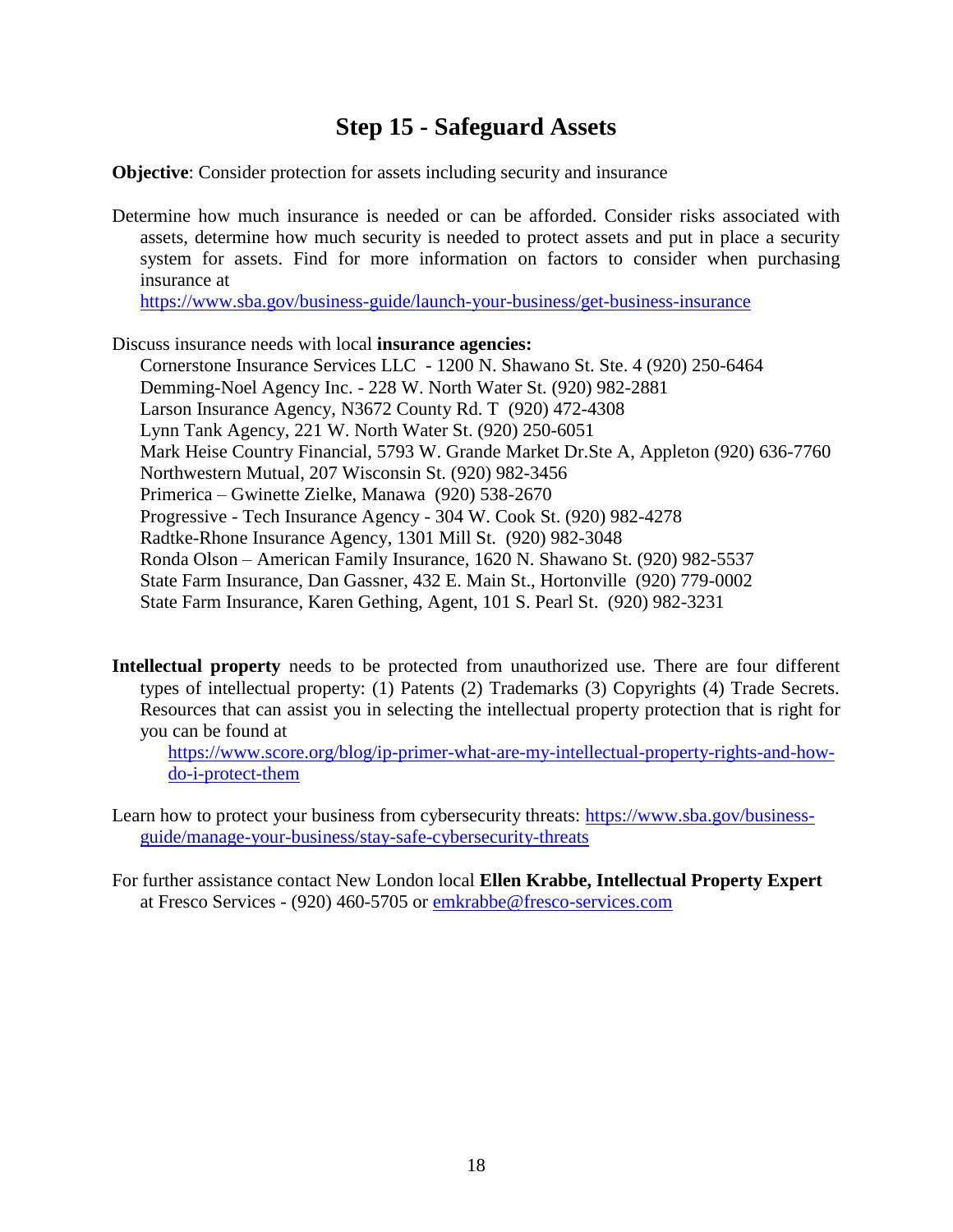# Step 15 - Safeguard Assets

**Objective**: Consider protection for assets including security and insurance

Determine how much insurance is needed or can be afforded. Consider risks associated with assets, determine how much security is needed to protect assets and put in place a security system for assets. Find for more information on factors to consider when purchasing insurance at
https://www.sba.gov/business-guide/launch-your-business/get-business-insurance

Discuss insurance needs with local **insurance agencies:**

Cornerstone Insurance Services LLC - 1200 N. Shawano St. Ste. 4 (920) 250-6464
Demming-Noel Agency Inc. - 228 W. North Water St. (920) 982-2881
Larson Insurance Agency, N3672 County Rd. T (920) 472-4308
Lynn Tank Agency, 221 W. North Water St. (920) 250-6051
Mark Heise Country Financial, 5793 W. Grande Market Dr.Ste A, Appleton (920) 636-7760
Northwestern Mutual, 207 Wisconsin St. (920) 982-3456
Primerica – Gwinette Zielke, Manawa (920) 538-2670
Progressive - Tech Insurance Agency - 304 W. Cook St. (920) 982-4278
Radtke-Rhone Insurance Agency, 1301 Mill St. (920) 982-3048
Ronda Olson – American Family Insurance, 1620 N. Shawano St. (920) 982-5537
State Farm Insurance, Dan Gassner, 432 E. Main St., Hortonville (920) 779-0002
State Farm Insurance, Karen Gething, Agent, 101 S. Pearl St. (920) 982-3231

**Intellectual property** needs to be protected from unauthorized use. There are four different types of intellectual property: (1) Patents (2) Trademarks (3) Copyrights (4) Trade Secrets. Resources that can assist you in selecting the intellectual property protection that is right for you can be found at
https://www.score.org/blog/ip-primer-what-are-my-intellectual-property-rights-and-how-do-i-protect-them

Learn how to protect your business from cybersecurity threats: https://www.sba.gov/business-guide/manage-your-business/stay-safe-cybersecurity-threats

For further assistance contact New London local **Ellen Krabbe, Intellectual Property Expert** at Fresco Services - (920) 460-5705 or emkrabbe@fresco-services.com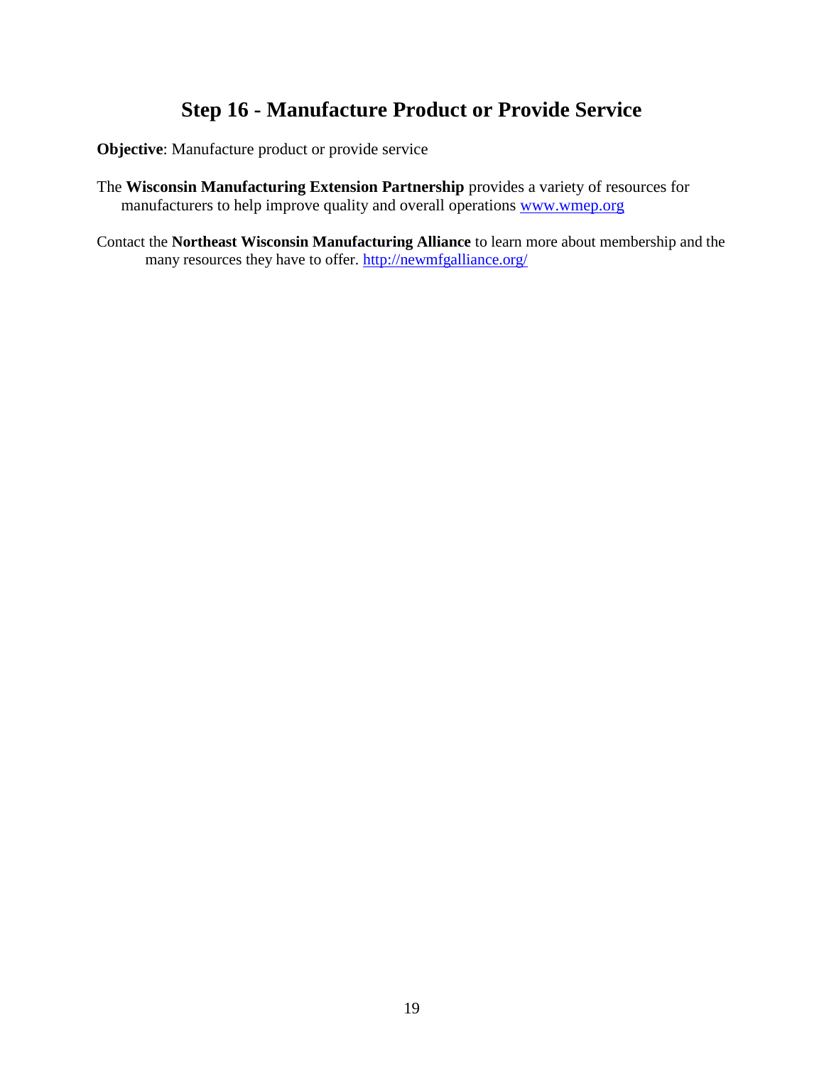# Step 16 - Manufacture Product or Provide Service

**Objective**: Manufacture product or provide service

The **Wisconsin Manufacturing Extension Partnership** provides a variety of resources for manufacturers to help improve quality and overall operations www.wmep.org

Contact the **Northeast Wisconsin Manufacturing Alliance** to learn more about membership and the many resources they have to offer. http://newmfgalliance.org/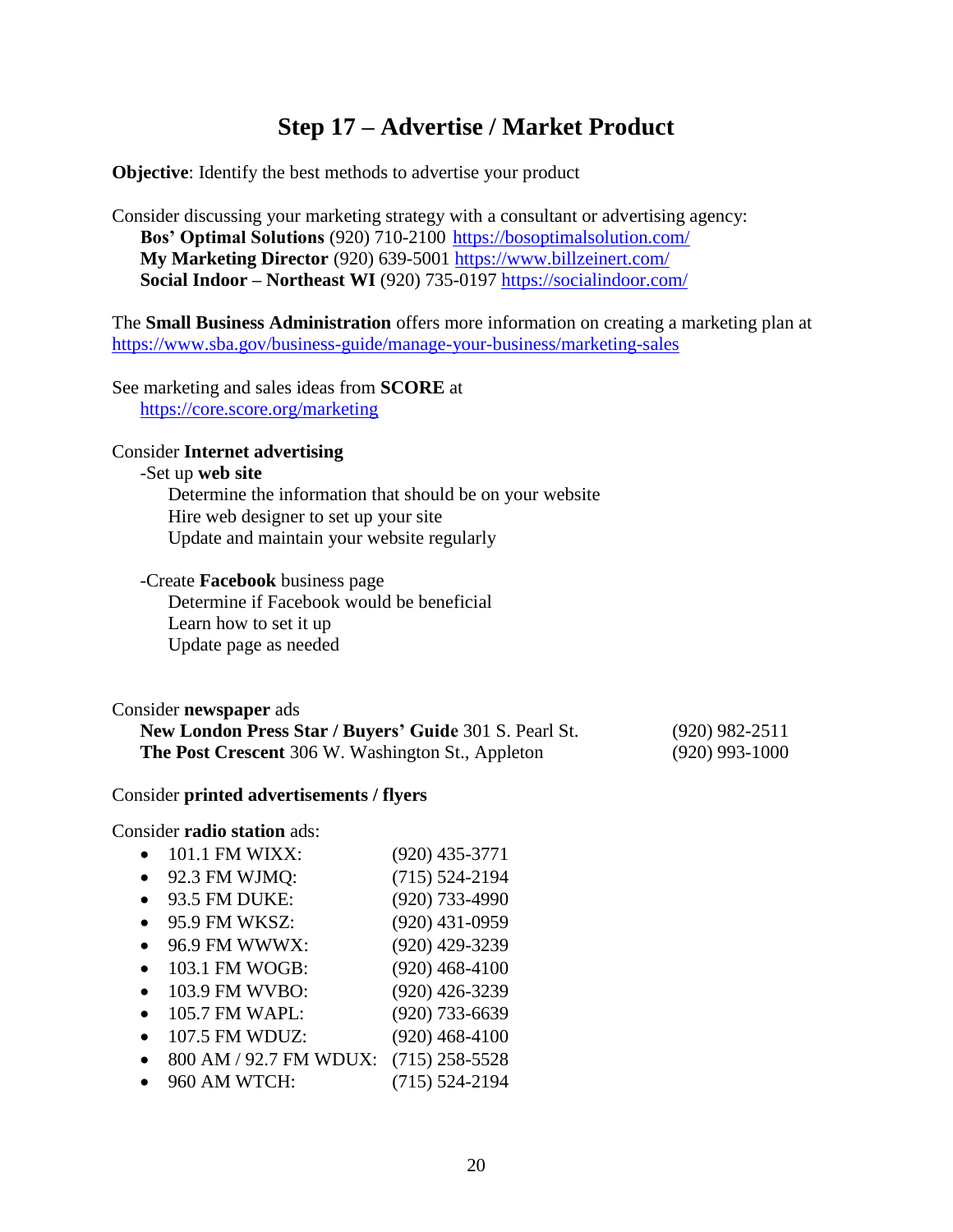# Step 17 – Advertise / Market Product

**Objective**: Identify the best methods to advertise your product

Consider discussing your marketing strategy with a consultant or advertising agency:

**Bos' Optimal Solutions** (920) 710-2100 https://bosoptimalsolution.com/
**My Marketing Director** (920) 639-5001 https://www.billzeinert.com/
**Social Indoor – Northeast WI** (920) 735-0197 https://socialindoor.com/

The **Small Business Administration** offers more information on creating a marketing plan at https://www.sba.gov/business-guide/manage-your-business/marketing-sales

See marketing and sales ideas from **SCORE** at
https://core.score.org/marketing

Consider **Internet advertising**

-Set up **web site**
- Determine the information that should be on your website
- Hire web designer to set up your site
- Update and maintain your website regularly

-Create **Facebook** business page
- Determine if Facebook would be beneficial
- Learn how to set it up
- Update page as needed

Consider **newspaper** ads

| | |
|---|---|
| **New London Press Star / Buyers' Guide** 301 S. Pearl St. | (920) 982-2511 |
| **The Post Crescent** 306 W. Washington St., Appleton | (920) 993-1000 |

Consider **printed advertisements / flyers**

Consider **radio station** ads:

- 101.1 FM WIXX: (920) 435-3771
- 92.3 FM WJMQ: (715) 524-2194
- 93.5 FM DUKE: (920) 733-4990
- 95.9 FM WKSZ: (920) 431-0959
- 96.9 FM WWWX: (920) 429-3239
- 103.1 FM WOGB: (920) 468-4100
- 103.9 FM WVBO: (920) 426-3239
- 105.7 FM WAPL: (920) 733-6639
- 107.5 FM WDUZ: (920) 468-4100
- 800 AM / 92.7 FM WDUX: (715) 258-5528
- 960 AM WTCH: (715) 524-2194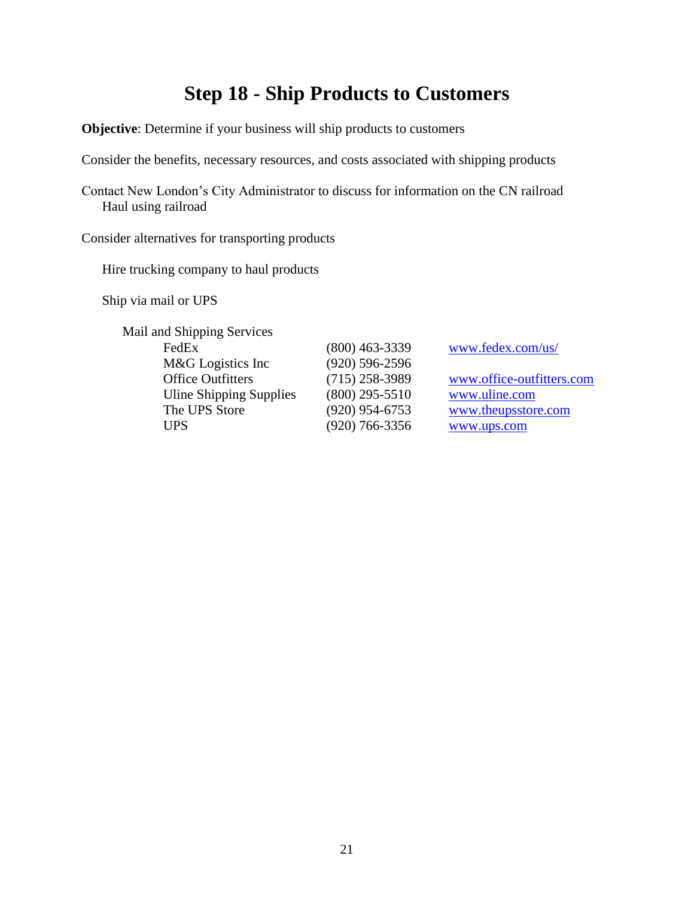# Step 18 - Ship Products to Customers

**Objective**: Determine if your business will ship products to customers

Consider the benefits, necessary resources, and costs associated with shipping products

Contact New London's City Administrator to discuss for information on the CN railroad
- Haul using railroad

Consider alternatives for transporting products

- Hire trucking company to haul products

- Ship via mail or UPS

  - Mail and Shipping Services

| | | |
|---|---|---|
| FedEx | (800) 463-3339 | www.fedex.com/us/ |
| M&G Logistics Inc | (920) 596-2596 | |
| Office Outfitters | (715) 258-3989 | www.office-outfitters.com |
| Uline Shipping Supplies | (800) 295-5510 | www.uline.com |
| The UPS Store | (920) 954-6753 | www.theupsstore.com |
| UPS | (920) 766-3356 | www.ups.com |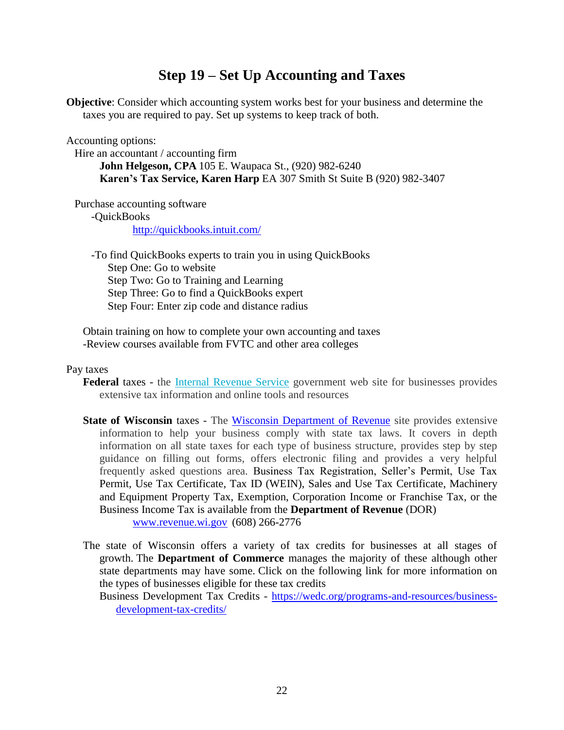# Step 19 – Set Up Accounting and Taxes

**Objective**: Consider which accounting system works best for your business and determine the taxes you are required to pay. Set up systems to keep track of both.

Accounting options:

Hire an accountant / accounting firm

**John Helgeson, CPA** 105 E. Waupaca St., (920) 982-6240
**Karen's Tax Service, Karen Harp** EA 307 Smith St Suite B (920) 982-3407

Purchase accounting software

-QuickBooks

http://quickbooks.intuit.com/

-To find QuickBooks experts to train you in using QuickBooks

Step One: Go to website
Step Two: Go to Training and Learning
Step Three: Go to find a QuickBooks expert
Step Four: Enter zip code and distance radius

Obtain training on how to complete your own accounting and taxes
-Review courses available from FVTC and other area colleges

Pay taxes

**Federal** taxes - the Internal Revenue Service government web site for businesses provides extensive tax information and online tools and resources

**State of Wisconsin** taxes - The Wisconsin Department of Revenue site provides extensive information to help your business comply with state tax laws. It covers in depth information on all state taxes for each type of business structure, provides step by step guidance on filling out forms, offers electronic filing and provides a very helpful frequently asked questions area. Business Tax Registration, Seller's Permit, Use Tax Permit, Use Tax Certificate, Tax ID (WEIN), Sales and Use Tax Certificate, Machinery and Equipment Property Tax, Exemption, Corporation Income or Franchise Tax, or the Business Income Tax is available from the **Department of Revenue** (DOR)

www.revenue.wi.gov (608) 266-2776

The state of Wisconsin offers a variety of tax credits for businesses at all stages of growth. The **Department of Commerce** manages the majority of these although other state departments may have some. Click on the following link for more information on the types of businesses eligible for these tax credits

Business Development Tax Credits - https://wedc.org/programs-and-resources/business-development-tax-credits/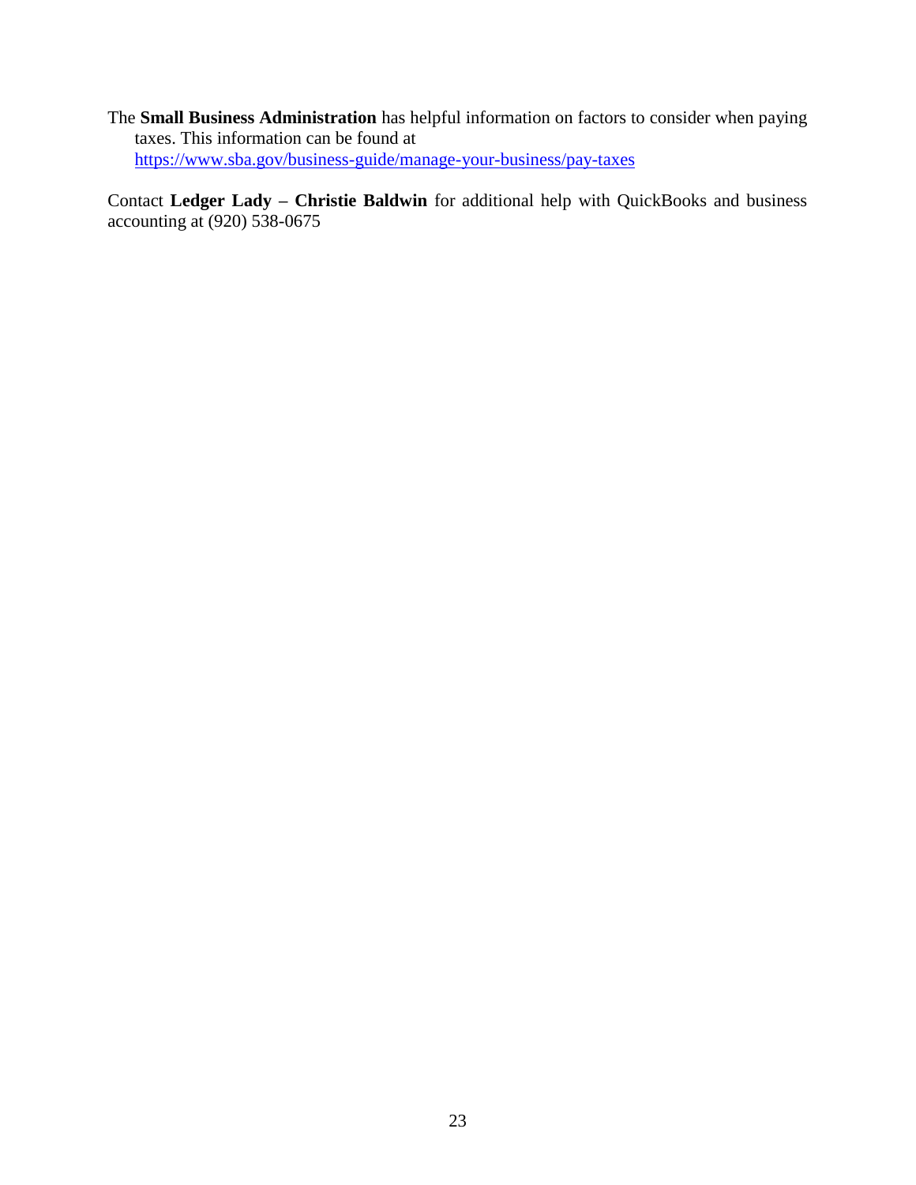The **Small Business Administration** has helpful information on factors to consider when paying taxes. This information can be found at https://www.sba.gov/business-guide/manage-your-business/pay-taxes

Contact **Ledger Lady – Christie Baldwin** for additional help with QuickBooks and business accounting at (920) 538-0675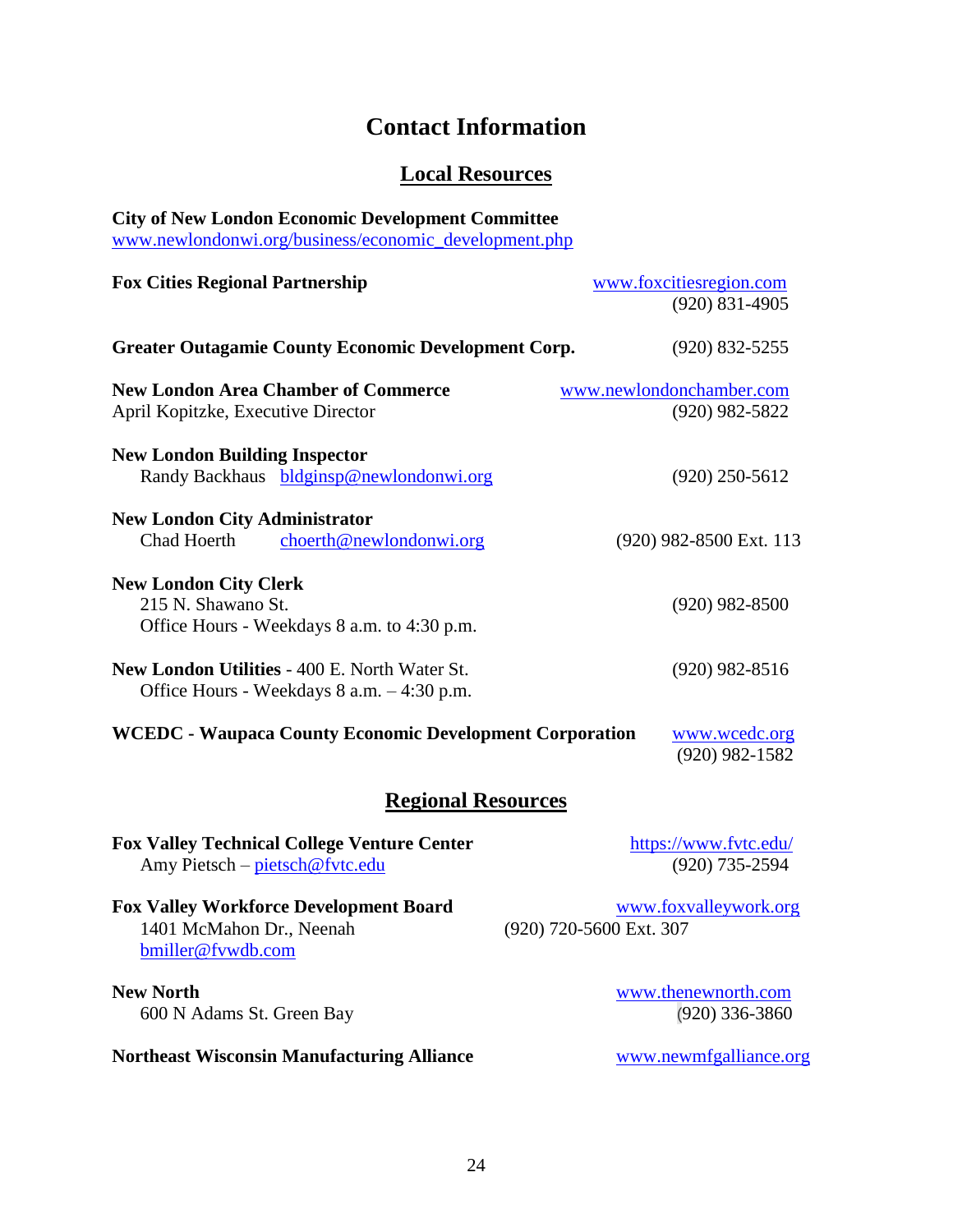# Contact Information

## Local Resources

**City of New London Economic Development Committee**
www.newlondonwi.org/business/economic_development.php

**Fox Cities Regional Partnership**
www.foxcitiesregion.com
(920) 831-4905

**Greater Outagamie County Economic Development Corp.**
(920) 832-5255

**New London Area Chamber of Commerce**
April Kopitzke, Executive Director
www.newlondonchamber.com
(920) 982-5822

**New London Building Inspector**
Randy Backhaus bldginsp@newlondonwi.org
(920) 250-5612

**New London City Administrator**
Chad Hoerth choerth@newlondonwi.org
(920) 982-8500 Ext. 113

**New London City Clerk**
215 N. Shawano St.
Office Hours - Weekdays 8 a.m. to 4:30 p.m.
(920) 982-8500

**New London Utilities** - 400 E. North Water St.
Office Hours - Weekdays 8 a.m. – 4:30 p.m.
(920) 982-8516

**WCEDC - Waupaca County Economic Development Corporation**
www.wcedc.org
(920) 982-1582

## Regional Resources

**Fox Valley Technical College Venture Center**
Amy Pietsch – pietsch@fvtc.edu
https://www.fvtc.edu/
(920) 735-2594

**Fox Valley Workforce Development Board**
1401 McMahon Dr., Neenah
bmiller@fvwdb.com
www.foxvalleywork.org
(920) 720-5600 Ext. 307

**New North**
600 N Adams St. Green Bay
www.thenewnorth.com
(920) 336-3860

**Northeast Wisconsin Manufacturing Alliance**
www.newmfgalliance.org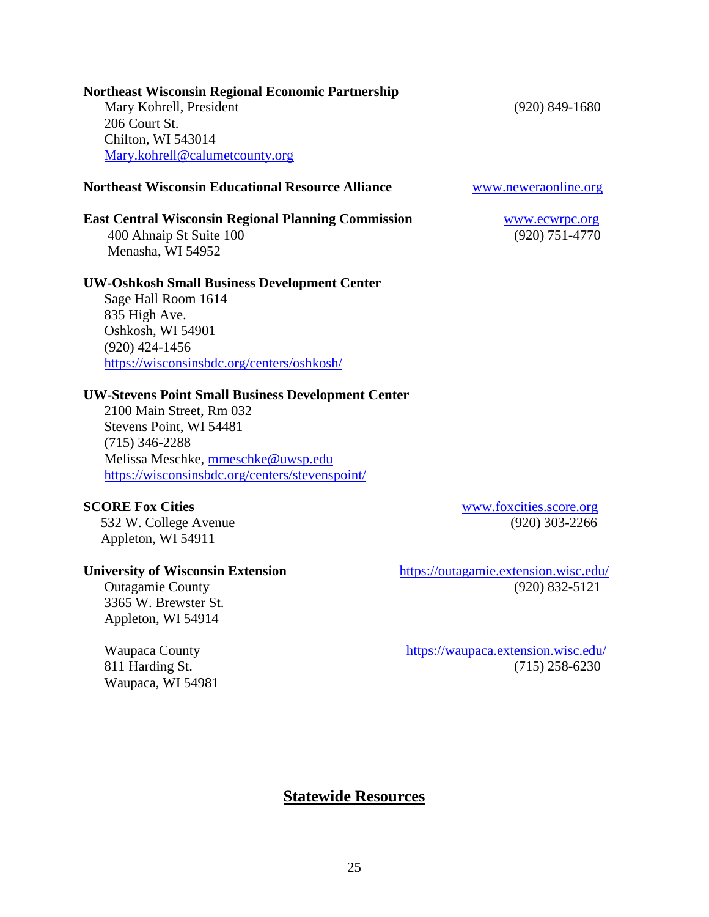**Northeast Wisconsin Regional Economic Partnership**
Mary Kohrell, President (920) 849-1680
206 Court St.
Chilton, WI 543014
Mary.kohrell@calumetcounty.org

**Northeast Wisconsin Educational Resource Alliance** www.neweraonline.org

**East Central Wisconsin Regional Planning Commission** www.ecwrpc.org
400 Ahnaip St Suite 100 (920) 751-4770
Menasha, WI 54952

**UW-Oshkosh Small Business Development Center**
Sage Hall Room 1614
835 High Ave.
Oshkosh, WI 54901
(920) 424-1456
https://wisconsinsbdc.org/centers/oshkosh/

**UW-Stevens Point Small Business Development Center**
2100 Main Street, Rm 032
Stevens Point, WI 54481
(715) 346-2288
Melissa Meschke, mmeschke@uwsp.edu
https://wisconsinsbdc.org/centers/stevenspoint/

**SCORE Fox Cities** www.foxcities.score.org
532 W. College Avenue (920) 303-2266
Appleton, WI 54911

**University of Wisconsin Extension** https://outagamie.extension.wisc.edu/
Outagamie County (920) 832-5121
3365 W. Brewster St.
Appleton, WI 54914

Waupaca County https://waupaca.extension.wisc.edu/
811 Harding St. (715) 258-6230
Waupaca, WI 54981

## Statewide Resources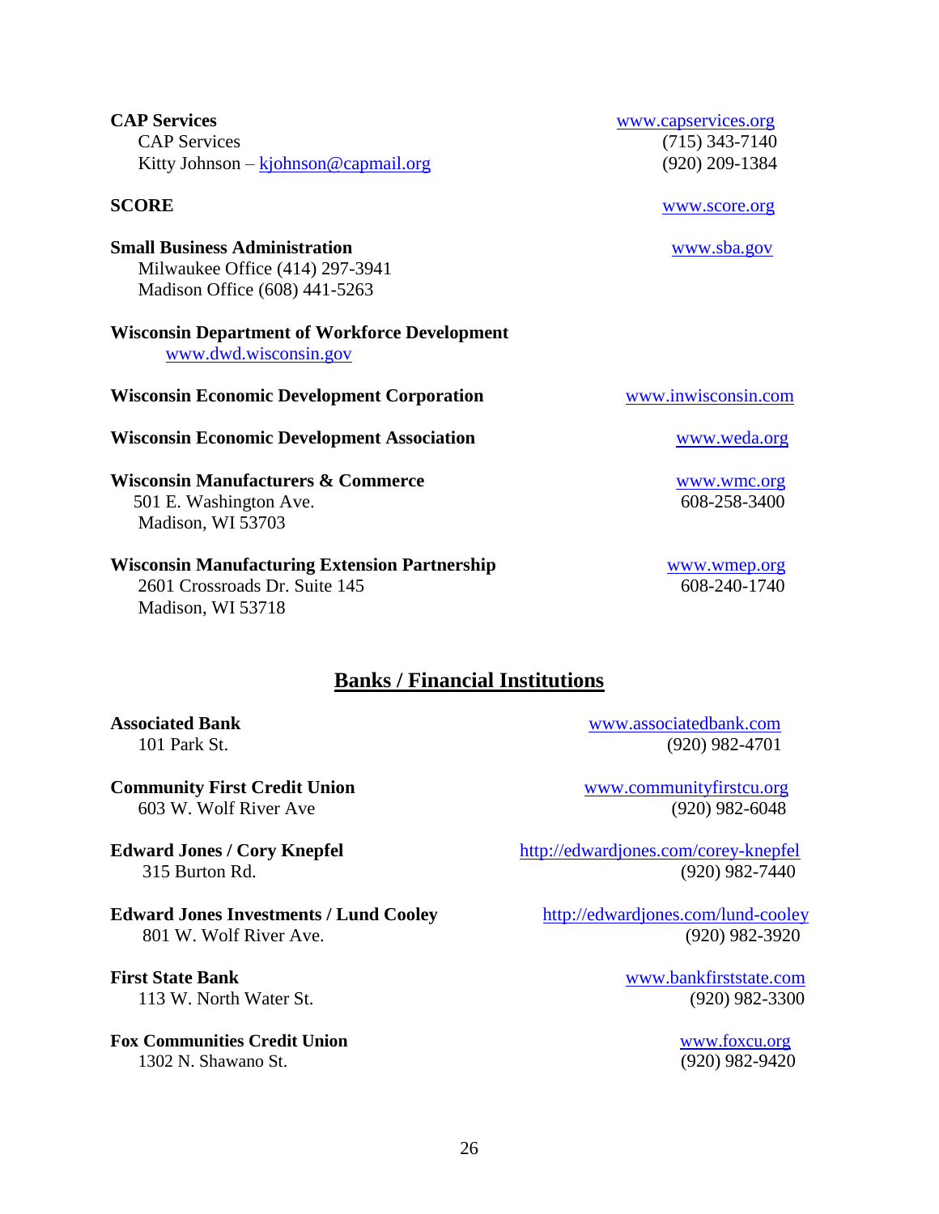**CAP Services** www.capservices.org
CAP Services (715) 343-7140
Kitty Johnson – kjohnson@capmail.org (920) 209-1384

**SCORE** www.score.org

**Small Business Administration** www.sba.gov
Milwaukee Office (414) 297-3941
Madison Office (608) 441-5263

**Wisconsin Department of Workforce Development**
www.dwd.wisconsin.gov

**Wisconsin Economic Development Corporation** www.inwisconsin.com

**Wisconsin Economic Development Association** www.weda.org

**Wisconsin Manufacturers & Commerce** www.wmc.org
501 E. Washington Ave. 608-258-3400
Madison, WI 53703

**Wisconsin Manufacturing Extension Partnership** www.wmep.org
2601 Crossroads Dr. Suite 145 608-240-1740
Madison, WI 53718

## Banks / Financial Institutions

**Associated Bank** www.associatedbank.com
101 Park St. (920) 982-4701

**Community First Credit Union** www.communityfirstcu.org
603 W. Wolf River Ave (920) 982-6048

**Edward Jones / Cory Knepfel** http://edwardjones.com/corey-knepfel
315 Burton Rd. (920) 982-7440

**Edward Jones Investments / Lund Cooley** http://edwardjones.com/lund-cooley
801 W. Wolf River Ave. (920) 982-3920

**First State Bank** www.bankfirststate.com
113 W. North Water St. (920) 982-3300

**Fox Communities Credit Union** www.foxcu.org
1302 N. Shawano St. (920) 982-9420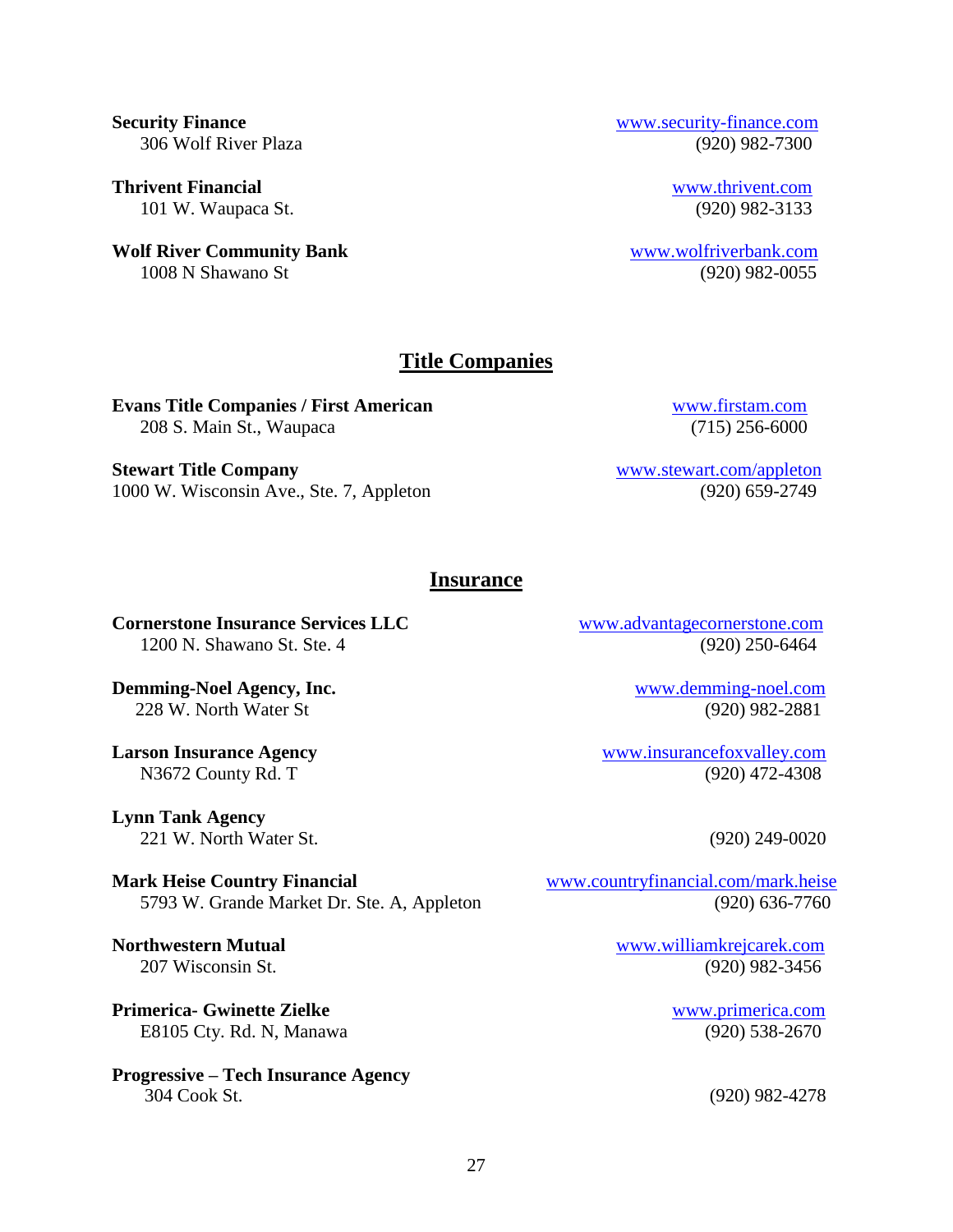**Security Finance**
306 Wolf River Plaza
www.security-finance.com
(920) 982-7300

**Thrivent Financial**
101 W. Waupaca St.
www.thrivent.com
(920) 982-3133

**Wolf River Community Bank**
1008 N Shawano St
www.wolfriverbank.com
(920) 982-0055

## Title Companies

**Evans Title Companies / First American**
208 S. Main St., Waupaca
www.firstam.com
(715) 256-6000

**Stewart Title Company**
1000 W. Wisconsin Ave., Ste. 7, Appleton
www.stewart.com/appleton
(920) 659-2749

## Insurance

**Cornerstone Insurance Services LLC**
1200 N. Shawano St. Ste. 4
www.advantagecornerstone.com
(920) 250-6464

**Demming-Noel Agency, Inc.**
228 W. North Water St
www.demming-noel.com
(920) 982-2881

**Larson Insurance Agency**
N3672 County Rd. T
www.insurancefoxvalley.com
(920) 472-4308

**Lynn Tank Agency**
221 W. North Water St.
(920) 249-0020

**Mark Heise Country Financial**
5793 W. Grande Market Dr. Ste. A, Appleton
www.countryfinancial.com/mark.heise
(920) 636-7760

**Northwestern Mutual**
207 Wisconsin St.
www.williamkrejcarek.com
(920) 982-3456

**Primerica- Gwinette Zielke**
E8105 Cty. Rd. N, Manawa
www.primerica.com
(920) 538-2670

**Progressive – Tech Insurance Agency**
304 Cook St.
(920) 982-4278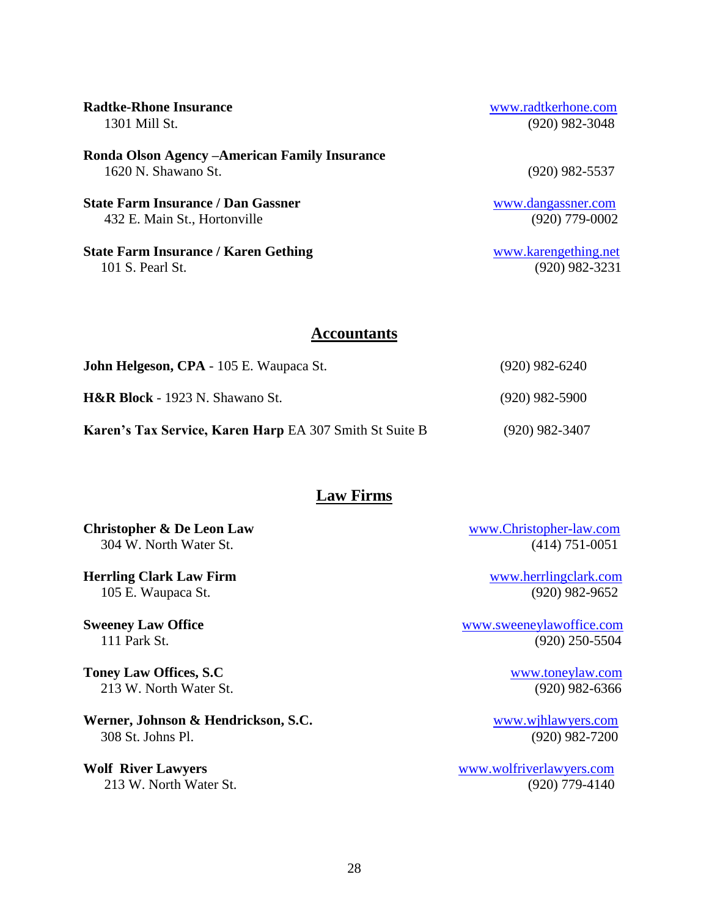**Radtke-Rhone Insurance**
1301 Mill St.
www.radtkerhone.com
(920) 982-3048

**Ronda Olson Agency –American Family Insurance**
1620 N. Shawano St.
(920) 982-5537

**State Farm Insurance / Dan Gassner**
432 E. Main St., Hortonville
www.dangassner.com
(920) 779-0002

**State Farm Insurance / Karen Gething**
101 S. Pearl St.
www.karengething.net
(920) 982-3231

## Accountants

**John Helgeson, CPA** - 105 E. Waupaca St. (920) 982-6240

**H&R Block** - 1923 N. Shawano St. (920) 982-5900

**Karen's Tax Service, Karen Harp** EA 307 Smith St Suite B (920) 982-3407

## Law Firms

**Christopher & De Leon Law**
304 W. North Water St.
www.Christopher-law.com
(414) 751-0051

**Herrling Clark Law Firm**
105 E. Waupaca St.
www.herrlingclark.com
(920) 982-9652

**Sweeney Law Office**
111 Park St.
www.sweeneylawoffice.com
(920) 250-5504

**Toney Law Offices, S.C**
213 W. North Water St.
www.toneylaw.com
(920) 982-6366

**Werner, Johnson & Hendrickson, S.C.**
308 St. Johns Pl.
www.wjhlawyers.com
(920) 982-7200

**Wolf River Lawyers**
213 W. North Water St.
www.wolfriverlawyers.com
(920) 779-4140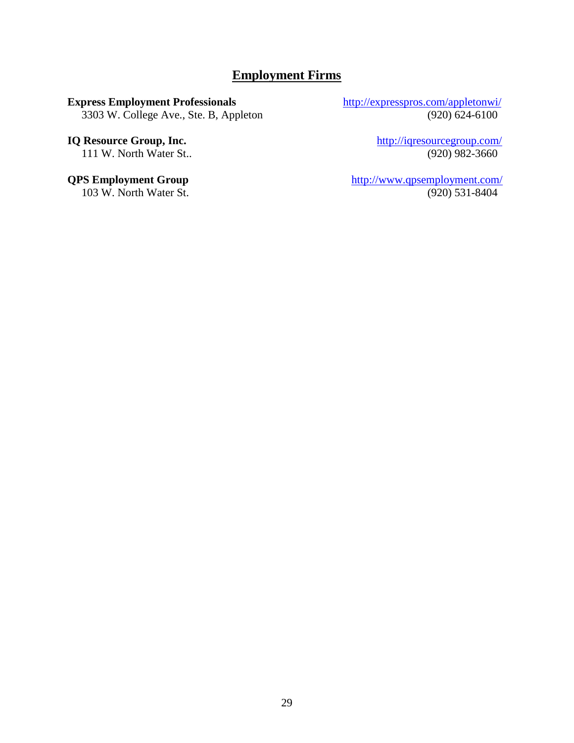# Employment Firms

**Express Employment Professionals**
3303 W. College Ave., Ste. B, Appleton
http://expresspros.com/appletonwi/
(920) 624-6100

**IQ Resource Group, Inc.**
111 W. North Water St..
http://iqresourcegroup.com/
(920) 982-3660

**QPS Employment Group**
103 W. North Water St.
http://www.qpsemployment.com/
(920) 531-8404